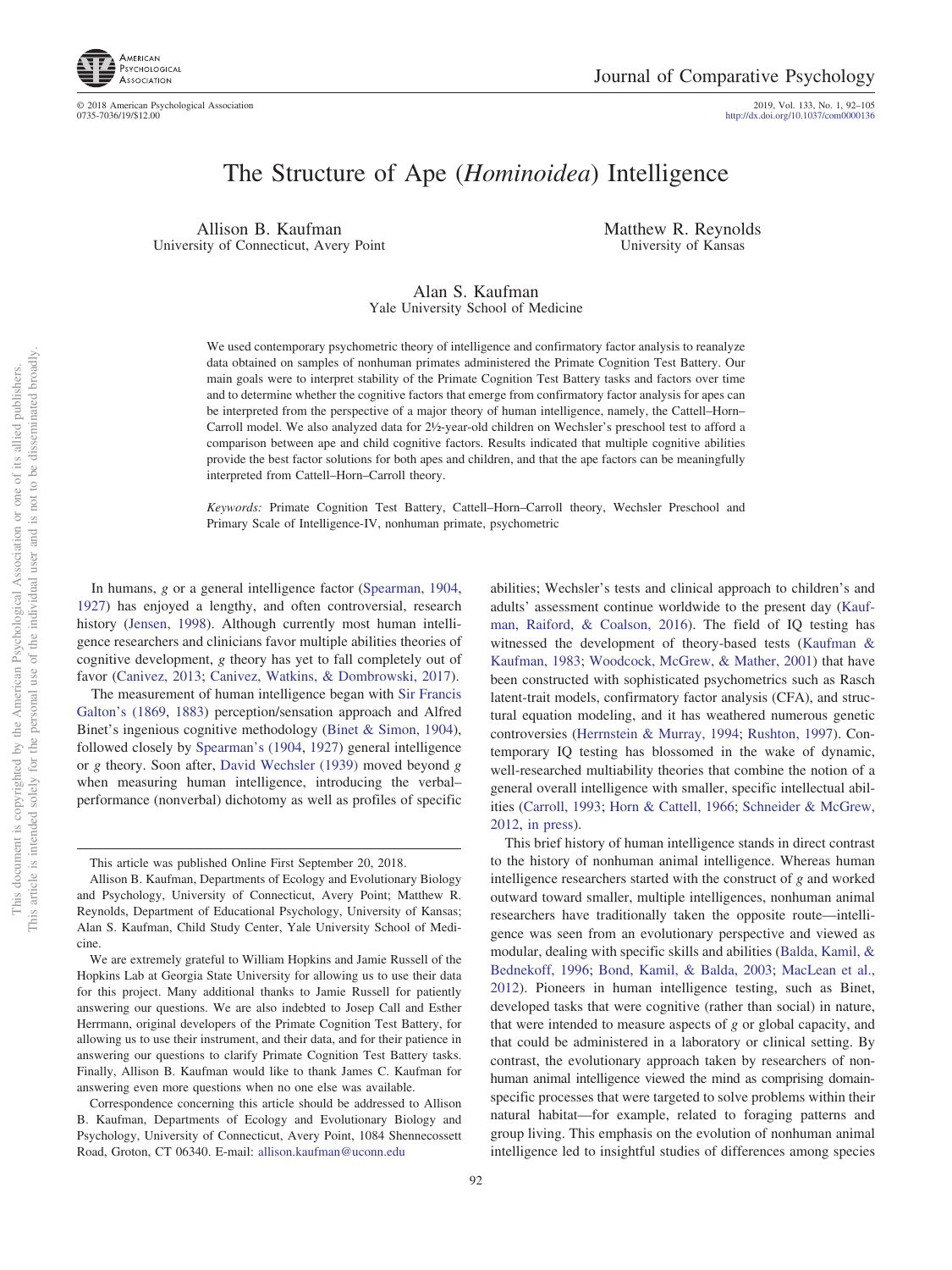# The Structure of Ape (*Hominoidea*) Intelligence

Allison B. Kaufman
University of Connecticut, Avery Point

Matthew R. Reynolds
University of Kansas

Alan S. Kaufman
Yale University School of Medicine

We used contemporary psychometric theory of intelligence and confirmatory factor analysis to reanalyze data obtained on samples of nonhuman primates administered the Primate Cognition Test Battery. Our main goals were to interpret stability of the Primate Cognition Test Battery tasks and factors over time and to determine whether the cognitive factors that emerge from confirmatory factor analysis for apes can be interpreted from the perspective of a major theory of human intelligence, namely, the Cattell–Horn–Carroll model. We also analyzed data for 2½-year-old children on Wechsler's preschool test to afford a comparison between ape and child cognitive factors. Results indicated that multiple cognitive abilities provide the best factor solutions for both apes and children, and that the ape factors can be meaningfully interpreted from Cattell–Horn–Carroll theory.

*Keywords:* Primate Cognition Test Battery, Cattell–Horn–Carroll theory, Wechsler Preschool and Primary Scale of Intelligence-IV, nonhuman primate, psychometric

In humans, *g* or a general intelligence factor (Spearman, 1904, 1927) has enjoyed a lengthy, and often controversial, research history (Jensen, 1998). Although currently most human intelligence researchers and clinicians favor multiple abilities theories of cognitive development, *g* theory has yet to fall completely out of favor (Canivez, 2013; Canivez, Watkins, & Dombrowski, 2017).

The measurement of human intelligence began with Sir Francis Galton's (1869, 1883) perception/sensation approach and Alfred Binet's ingenious cognitive methodology (Binet & Simon, 1904), followed closely by Spearman's (1904, 1927) general intelligence or *g* theory. Soon after, David Wechsler (1939) moved beyond *g* when measuring human intelligence, introducing the verbal–performance (nonverbal) dichotomy as well as profiles of specific abilities; Wechsler's tests and clinical approach to children's and adults' assessment continue worldwide to the present day (Kaufman, Raiford, & Coalson, 2016). The field of IQ testing has witnessed the development of theory-based tests (Kaufman & Kaufman, 1983; Woodcock, McGrew, & Mather, 2001) that have been constructed with sophisticated psychometrics such as Rasch latent-trait models, confirmatory factor analysis (CFA), and structural equation modeling, and it has weathered numerous genetic controversies (Herrnstein & Murray, 1994; Rushton, 1997). Contemporary IQ testing has blossomed in the wake of dynamic, well-researched multiability theories that combine the notion of a general overall intelligence with smaller, specific intellectual abilities (Carroll, 1993; Horn & Cattell, 1966; Schneider & McGrew, 2012, in press).

This brief history of human intelligence stands in direct contrast to the history of nonhuman animal intelligence. Whereas human intelligence researchers started with the construct of *g* and worked outward toward smaller, multiple intelligences, nonhuman animal researchers have traditionally taken the opposite route—intelligence was seen from an evolutionary perspective and viewed as modular, dealing with specific skills and abilities (Balda, Kamil, & Bednekoff, 1996; Bond, Kamil, & Balda, 2003; MacLean et al., 2012). Pioneers in human intelligence testing, such as Binet, developed tasks that were cognitive (rather than social) in nature, that were intended to measure aspects of *g* or global capacity, and that could be administered in a laboratory or clinical setting. By contrast, the evolutionary approach taken by researchers of nonhuman animal intelligence viewed the mind as comprising domain-specific processes that were targeted to solve problems within their natural habitat—for example, related to foraging patterns and group living. This emphasis on the evolution of nonhuman animal intelligence led to insightful studies of differences among species

---

This article was published Online First September 20, 2018.

Allison B. Kaufman, Departments of Ecology and Evolutionary Biology and Psychology, University of Connecticut, Avery Point; Matthew R. Reynolds, Department of Educational Psychology, University of Kansas; Alan S. Kaufman, Child Study Center, Yale University School of Medicine.

We are extremely grateful to William Hopkins and Jamie Russell of the Hopkins Lab at Georgia State University for allowing us to use their data for this project. Many additional thanks to Jamie Russell for patiently answering our questions. We are also indebted to Josep Call and Esther Herrmann, original developers of the Primate Cognition Test Battery, for allowing us to use their instrument, and their data, and for their patience in answering our questions to clarify Primate Cognition Test Battery tasks. Finally, Allison B. Kaufman would like to thank James C. Kaufman for answering even more questions when no one else was available.

Correspondence concerning this article should be addressed to Allison B. Kaufman, Departments of Ecology and Evolutionary Biology and Psychology, University of Connecticut, Avery Point, 1084 Shennecossett Road, Groton, CT 06340. E-mail: allison.kaufman@uconn.edu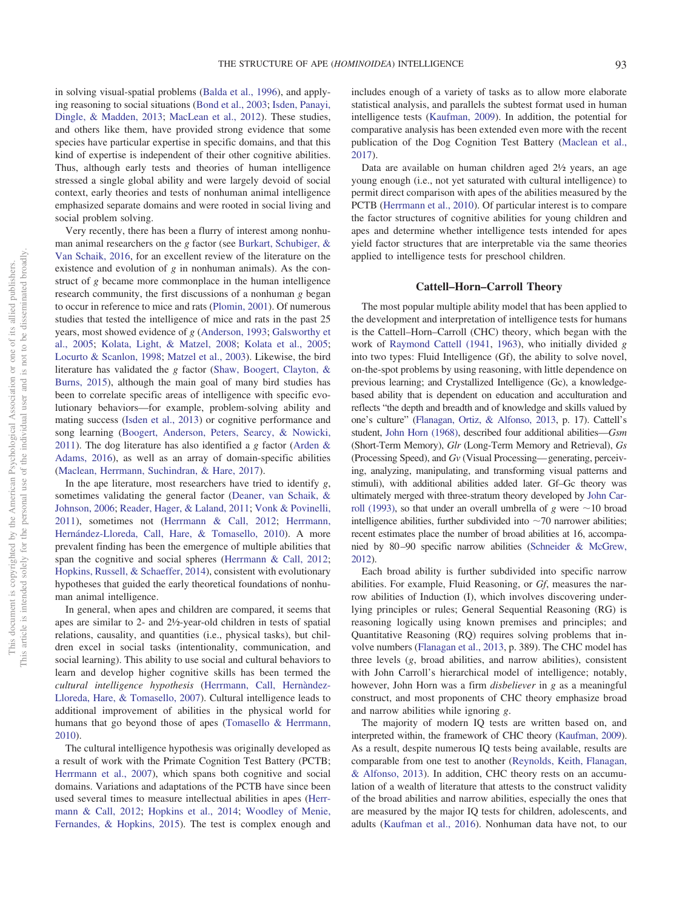in solving visual-spatial problems (Balda et al., 1996), and applying reasoning to social situations (Bond et al., 2003; Isden, Panayi, Dingle, & Madden, 2013; MacLean et al., 2012). These studies, and others like them, have provided strong evidence that some species have particular expertise in specific domains, and that this kind of expertise is independent of their other cognitive abilities. Thus, although early tests and theories of human intelligence stressed a single global ability and were largely devoid of social context, early theories and tests of nonhuman animal intelligence emphasized separate domains and were rooted in social living and social problem solving.

Very recently, there has been a flurry of interest among nonhuman animal researchers on the *g* factor (see Burkart, Schubiger, & Van Schaik, 2016, for an excellent review of the literature on the existence and evolution of *g* in nonhuman animals). As the construct of *g* became more commonplace in the human intelligence research community, the first discussions of a nonhuman *g* began to occur in reference to mice and rats (Plomin, 2001). Of numerous studies that tested the intelligence of mice and rats in the past 25 years, most showed evidence of *g* (Anderson, 1993; Galsworthy et al., 2005; Kolata, Light, & Matzel, 2008; Kolata et al., 2005; Locurto & Scanlon, 1998; Matzel et al., 2003). Likewise, the bird literature has validated the *g* factor (Shaw, Boogert, Clayton, & Burns, 2015), although the main goal of many bird studies has been to correlate specific areas of intelligence with specific evolutionary behaviors—for example, problem-solving ability and mating success (Isden et al., 2013) or cognitive performance and song learning (Boogert, Anderson, Peters, Searcy, & Nowicki, 2011). The dog literature has also identified a *g* factor (Arden & Adams, 2016), as well as an array of domain-specific abilities (Maclean, Herrmann, Suchindran, & Hare, 2017).

In the ape literature, most researchers have tried to identify *g*, sometimes validating the general factor (Deaner, van Schaik, & Johnson, 2006; Reader, Hager, & Laland, 2011; Vonk & Povinelli, 2011), sometimes not (Herrmann & Call, 2012; Herrmann, Hernández-Lloreda, Call, Hare, & Tomasello, 2010). A more prevalent finding has been the emergence of multiple abilities that span the cognitive and social spheres (Herrmann & Call, 2012; Hopkins, Russell, & Schaeffer, 2014), consistent with evolutionary hypotheses that guided the early theoretical foundations of nonhuman animal intelligence.

In general, when apes and children are compared, it seems that apes are similar to 2- and 2½-year-old children in tests of spatial relations, causality, and quantities (i.e., physical tasks), but children excel in social tasks (intentionality, communication, and social learning). This ability to use social and cultural behaviors to learn and develop higher cognitive skills has been termed the *cultural intelligence hypothesis* (Herrmann, Call, Hernàndez-Lloreda, Hare, & Tomasello, 2007). Cultural intelligence leads to additional improvement of abilities in the physical world for humans that go beyond those of apes (Tomasello & Herrmann, 2010).

The cultural intelligence hypothesis was originally developed as a result of work with the Primate Cognition Test Battery (PCTB; Herrmann et al., 2007), which spans both cognitive and social domains. Variations and adaptations of the PCTB have since been used several times to measure intellectual abilities in apes (Herrmann & Call, 2012; Hopkins et al., 2014; Woodley of Menie, Fernandes, & Hopkins, 2015). The test is complex enough and includes enough of a variety of tasks as to allow more elaborate statistical analysis, and parallels the subtest format used in human intelligence tests (Kaufman, 2009). In addition, the potential for comparative analysis has been extended even more with the recent publication of the Dog Cognition Test Battery (Maclean et al., 2017).

Data are available on human children aged 2½ years, an age young enough (i.e., not yet saturated with cultural intelligence) to permit direct comparison with apes of the abilities measured by the PCTB (Herrmann et al., 2010). Of particular interest is to compare the factor structures of cognitive abilities for young children and apes and determine whether intelligence tests intended for apes yield factor structures that are interpretable via the same theories applied to intelligence tests for preschool children.

## Cattell–Horn–Carroll Theory

The most popular multiple ability model that has been applied to the development and interpretation of intelligence tests for humans is the Cattell–Horn–Carroll (CHC) theory, which began with the work of Raymond Cattell (1941, 1963), who initially divided *g* into two types: Fluid Intelligence (Gf), the ability to solve novel, on-the-spot problems by using reasoning, with little dependence on previous learning; and Crystallized Intelligence (Gc), a knowledge-based ability that is dependent on education and acculturation and reflects "the depth and breadth and of knowledge and skills valued by one's culture" (Flanagan, Ortiz, & Alfonso, 2013, p. 17). Cattell's student, John Horn (1968), described four additional abilities—*Gsm* (Short-Term Memory), *Glr* (Long-Term Memory and Retrieval), *Gs* (Processing Speed), and *Gv* (Visual Processing—generating, perceiving, analyzing, manipulating, and transforming visual patterns and stimuli), with additional abilities added later. Gf–Gc theory was ultimately merged with three-stratum theory developed by John Carroll (1993), so that under an overall umbrella of *g* were ~10 broad intelligence abilities, further subdivided into ~70 narrower abilities; recent estimates place the number of broad abilities at 16, accompanied by 80–90 specific narrow abilities (Schneider & McGrew, 2012).

Each broad ability is further subdivided into specific narrow abilities. For example, Fluid Reasoning, or *Gf*, measures the narrow abilities of Induction (I), which involves discovering underlying principles or rules; General Sequential Reasoning (RG) is reasoning logically using known premises and principles; and Quantitative Reasoning (RQ) requires solving problems that involve numbers (Flanagan et al., 2013, p. 389). The CHC model has three levels (*g*, broad abilities, and narrow abilities), consistent with John Carroll's hierarchical model of intelligence; notably, however, John Horn was a firm *disbeliever* in *g* as a meaningful construct, and most proponents of CHC theory emphasize broad and narrow abilities while ignoring *g*.

The majority of modern IQ tests are written based on, and interpreted within, the framework of CHC theory (Kaufman, 2009). As a result, despite numerous IQ tests being available, results are comparable from one test to another (Reynolds, Keith, Flanagan, & Alfonso, 2013). In addition, CHC theory rests on an accumulation of a wealth of literature that attests to the construct validity of the broad abilities and narrow abilities, especially the ones that are measured by the major IQ tests for children, adolescents, and adults (Kaufman et al., 2016). Nonhuman data have not, to our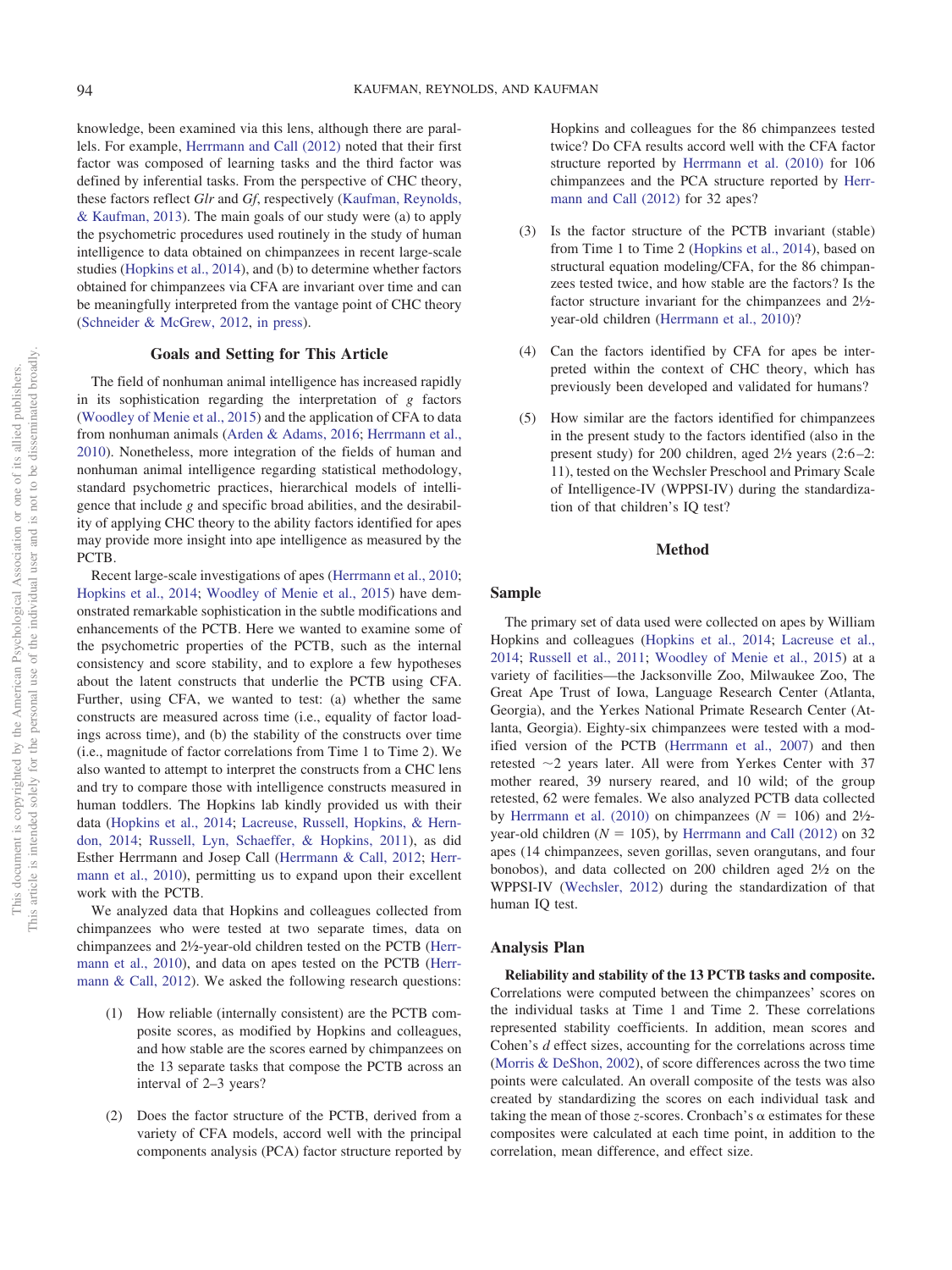knowledge, been examined via this lens, although there are parallels. For example, Herrmann and Call (2012) noted that their first factor was composed of learning tasks and the third factor was defined by inferential tasks. From the perspective of CHC theory, these factors reflect *Glr* and *Gf*, respectively (Kaufman, Reynolds, & Kaufman, 2013). The main goals of our study were (a) to apply the psychometric procedures used routinely in the study of human intelligence to data obtained on chimpanzees in recent large-scale studies (Hopkins et al., 2014), and (b) to determine whether factors obtained for chimpanzees via CFA are invariant over time and can be meaningfully interpreted from the vantage point of CHC theory (Schneider & McGrew, 2012, in press).

## Goals and Setting for This Article

The field of nonhuman animal intelligence has increased rapidly in its sophistication regarding the interpretation of *g* factors (Woodley of Menie et al., 2015) and the application of CFA to data from nonhuman animals (Arden & Adams, 2016; Herrmann et al., 2010). Nonetheless, more integration of the fields of human and nonhuman animal intelligence regarding statistical methodology, standard psychometric practices, hierarchical models of intelligence that include *g* and specific broad abilities, and the desirability of applying CHC theory to the ability factors identified for apes may provide more insight into ape intelligence as measured by the PCTB.

Recent large-scale investigations of apes (Herrmann et al., 2010; Hopkins et al., 2014; Woodley of Menie et al., 2015) have demonstrated remarkable sophistication in the subtle modifications and enhancements of the PCTB. Here we wanted to examine some of the psychometric properties of the PCTB, such as the internal consistency and score stability, and to explore a few hypotheses about the latent constructs that underlie the PCTB using CFA. Further, using CFA, we wanted to test: (a) whether the same constructs are measured across time (i.e., equality of factor loadings across time), and (b) the stability of the constructs over time (i.e., magnitude of factor correlations from Time 1 to Time 2). We also wanted to attempt to interpret the constructs from a CHC lens and try to compare those with intelligence constructs measured in human toddlers. The Hopkins lab kindly provided us with their data (Hopkins et al., 2014; Lacreuse, Russell, Hopkins, & Herndon, 2014; Russell, Lyn, Schaeffer, & Hopkins, 2011), as did Esther Herrmann and Josep Call (Herrmann & Call, 2012; Herrmann et al., 2010), permitting us to expand upon their excellent work with the PCTB.

We analyzed data that Hopkins and colleagues collected from chimpanzees who were tested at two separate times, data on chimpanzees and 2½-year-old children tested on the PCTB (Herrmann et al., 2010), and data on apes tested on the PCTB (Herrmann & Call, 2012). We asked the following research questions:

(1) How reliable (internally consistent) are the PCTB composite scores, as modified by Hopkins and colleagues, and how stable are the scores earned by chimpanzees on the 13 separate tasks that compose the PCTB across an interval of 2–3 years?

(2) Does the factor structure of the PCTB, derived from a variety of CFA models, accord well with the principal components analysis (PCA) factor structure reported by Hopkins and colleagues for the 86 chimpanzees tested twice? Do CFA results accord well with the CFA factor structure reported by Herrmann et al. (2010) for 106 chimpanzees and the PCA structure reported by Herrmann and Call (2012) for 32 apes?

(3) Is the factor structure of the PCTB invariant (stable) from Time 1 to Time 2 (Hopkins et al., 2014), based on structural equation modeling/CFA, for the 86 chimpanzees tested twice, and how stable are the factors? Is the factor structure invariant for the chimpanzees and 2½-year-old children (Herrmann et al., 2010)?

(4) Can the factors identified by CFA for apes be interpreted within the context of CHC theory, which has previously been developed and validated for humans?

(5) How similar are the factors identified for chimpanzees in the present study to the factors identified (also in the present study) for 200 children, aged 2½ years (2:6–2:11), tested on the Wechsler Preschool and Primary Scale of Intelligence-IV (WPPSI-IV) during the standardization of that children's IQ test?

## Method

### Sample

The primary set of data used were collected on apes by William Hopkins and colleagues (Hopkins et al., 2014; Lacreuse et al., 2014; Russell et al., 2011; Woodley of Menie et al., 2015) at a variety of facilities—the Jacksonville Zoo, Milwaukee Zoo, The Great Ape Trust of Iowa, Language Research Center (Atlanta, Georgia), and the Yerkes National Primate Research Center (Atlanta, Georgia). Eighty-six chimpanzees were tested with a modified version of the PCTB (Herrmann et al., 2007) and then retested ~2 years later. All were from Yerkes Center with 37 mother reared, 39 nursery reared, and 10 wild; of the group retested, 62 were females. We also analyzed PCTB data collected by Herrmann et al. (2010) on chimpanzees ($N = 106$) and 2½-year-old children ($N = 105$), by Herrmann and Call (2012) on 32 apes (14 chimpanzees, seven gorillas, seven orangutans, and four bonobos), and data collected on 200 children aged 2½ on the WPPSI-IV (Wechsler, 2012) during the standardization of that human IQ test.

### Analysis Plan

**Reliability and stability of the 13 PCTB tasks and composite.** Correlations were computed between the chimpanzees' scores on the individual tasks at Time 1 and Time 2. These correlations represented stability coefficients. In addition, mean scores and Cohen's *d* effect sizes, accounting for the correlations across time (Morris & DeShon, 2002), of score differences across the two time points were calculated. An overall composite of the tests was also created by standardizing the scores on each individual task and taking the mean of those *z*-scores. Cronbach's α estimates for these composites were calculated at each time point, in addition to the correlation, mean difference, and effect size.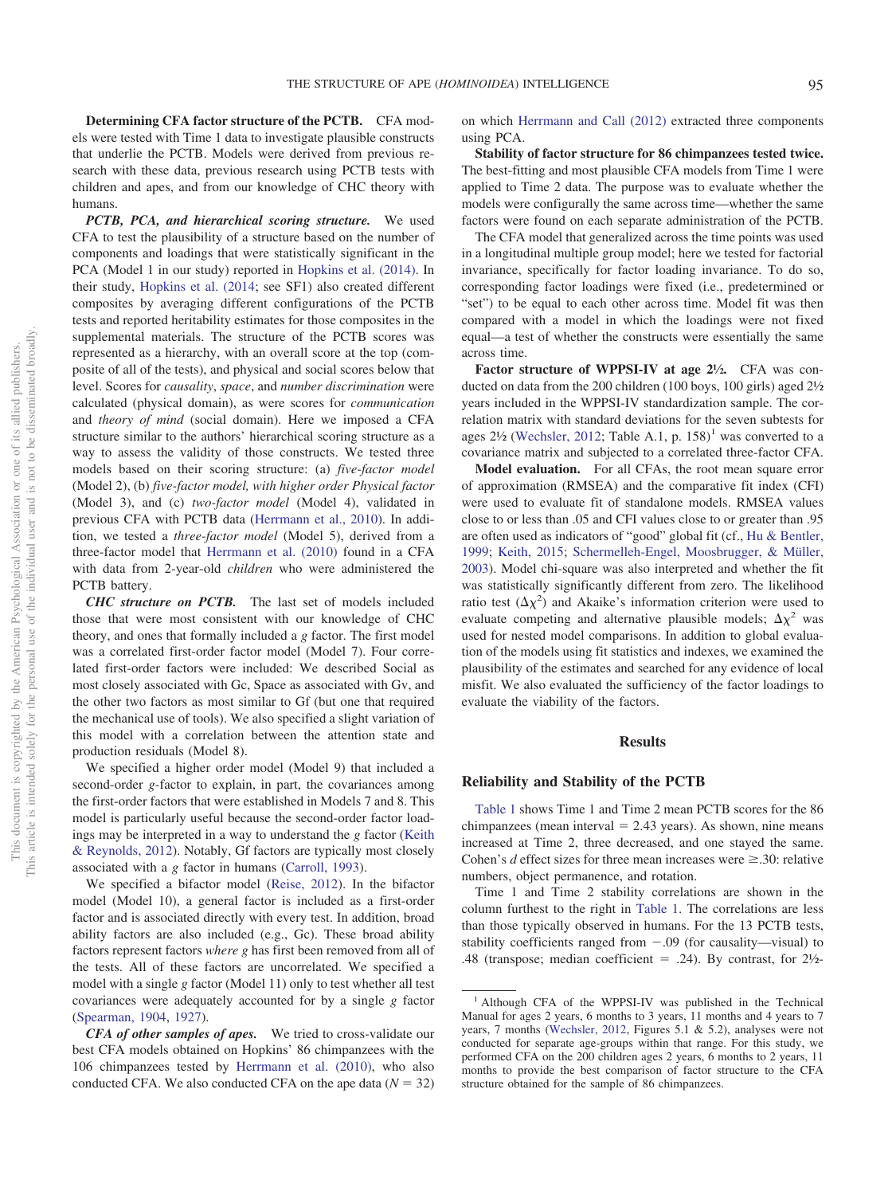**Determining CFA factor structure of the PCTB.** CFA models were tested with Time 1 data to investigate plausible constructs that underlie the PCTB. Models were derived from previous research with these data, previous research using PCTB tests with children and apes, and from our knowledge of CHC theory with humans.

***PCTB, PCA, and hierarchical scoring structure.*** We used CFA to test the plausibility of a structure based on the number of components and loadings that were statistically significant in the PCA (Model 1 in our study) reported in Hopkins et al. (2014). In their study, Hopkins et al. (2014; see SF1) also created different composites by averaging different configurations of the PCTB tests and reported heritability estimates for those composites in the supplemental materials. The structure of the PCTB scores was represented as a hierarchy, with an overall score at the top (composite of all of the tests), and physical and social scores below that level. Scores for *causality*, *space*, and *number discrimination* were calculated (physical domain), as were scores for *communication* and *theory of mind* (social domain). Here we imposed a CFA structure similar to the authors' hierarchical scoring structure as a way to assess the validity of those constructs. We tested three models based on their scoring structure: (a) *five-factor model* (Model 2), (b) *five-factor model, with higher order Physical factor* (Model 3), and (c) *two-factor model* (Model 4), validated in previous CFA with PCTB data (Herrmann et al., 2010). In addition, we tested a *three-factor model* (Model 5), derived from a three-factor model that Herrmann et al. (2010) found in a CFA with data from 2-year-old *children* who were administered the PCTB battery.

***CHC structure on PCTB.*** The last set of models included those that were most consistent with our knowledge of CHC theory, and ones that formally included a *g* factor. The first model was a correlated first-order factor model (Model 7). Four correlated first-order factors were included: We described Social as most closely associated with Gc, Space as associated with Gv, and the other two factors as most similar to Gf (but one that required the mechanical use of tools). We also specified a slight variation of this model with a correlation between the attention state and production residuals (Model 8).

We specified a higher order model (Model 9) that included a second-order *g*-factor to explain, in part, the covariances among the first-order factors that were established in Models 7 and 8. This model is particularly useful because the second-order factor loadings may be interpreted in a way to understand the *g* factor (Keith & Reynolds, 2012). Notably, Gf factors are typically most closely associated with a *g* factor in humans (Carroll, 1993).

We specified a bifactor model (Reise, 2012). In the bifactor model (Model 10), a general factor is included as a first-order factor and is associated directly with every test. In addition, broad ability factors are also included (e.g., Gc). These broad ability factors represent factors *where g* has first been removed from all of the tests. All of these factors are uncorrelated. We specified a model with a single *g* factor (Model 11) only to test whether all test covariances were adequately accounted for by a single *g* factor (Spearman, 1904, 1927).

***CFA of other samples of apes.*** We tried to cross-validate our best CFA models obtained on Hopkins' 86 chimpanzees with the 106 chimpanzees tested by Herrmann et al. (2010), who also conducted CFA. We also conducted CFA on the ape data ($N$ = 32) on which Herrmann and Call (2012) extracted three components using PCA.

**Stability of factor structure for 86 chimpanzees tested twice.** The best-fitting and most plausible CFA models from Time 1 were applied to Time 2 data. The purpose was to evaluate whether the models were configurally the same across time—whether the same factors were found on each separate administration of the PCTB.

The CFA model that generalized across the time points was used in a longitudinal multiple group model; here we tested for factorial invariance, specifically for factor loading invariance. To do so, corresponding factor loadings were fixed (i.e., predetermined or "set") to be equal to each other across time. Model fit was then compared with a model in which the loadings were not fixed equal—a test of whether the constructs were essentially the same across time.

**Factor structure of WPPSI-IV at age 2½.** CFA was conducted on data from the 200 children (100 boys, 100 girls) aged 2½ years included in the WPPSI-IV standardization sample. The correlation matrix with standard deviations for the seven subtests for ages 2½ (Wechsler, 2012; Table A.1, p. 158)[1] was converted to a covariance matrix and subjected to a correlated three-factor CFA.

**Model evaluation.** For all CFAs, the root mean square error of approximation (RMSEA) and the comparative fit index (CFI) were used to evaluate fit of standalone models. RMSEA values close to or less than .05 and CFI values close to or greater than .95 are often used as indicators of "good" global fit (cf., Hu & Bentler, 1999; Keith, 2015; Schermelleh-Engel, Moosbrugger, & Müller, 2003). Model chi-square was also interpreted and whether the fit was statistically significantly different from zero. The likelihood ratio test ($\Delta\chi^2$) and Akaike's information criterion were used to evaluate competing and alternative plausible models; $\Delta\chi^2$ was used for nested model comparisons. In addition to global evaluation of the models using fit statistics and indexes, we examined the plausibility of the estimates and searched for any evidence of local misfit. We also evaluated the sufficiency of the factor loadings to evaluate the viability of the factors.

## Results

### Reliability and Stability of the PCTB

Table 1 shows Time 1 and Time 2 mean PCTB scores for the 86 chimpanzees (mean interval = 2.43 years). As shown, nine means increased at Time 2, three decreased, and one stayed the same. Cohen's *d* effect sizes for three mean increases were ≥.30: relative numbers, object permanence, and rotation.

Time 1 and Time 2 stability correlations are shown in the column furthest to the right in Table 1. The correlations are less than those typically observed in humans. For the 13 PCTB tests, stability coefficients ranged from −.09 (for causality—visual) to .48 (transpose; median coefficient = .24). By contrast, for 2½-

[1] Although CFA of the WPPSI-IV was published in the Technical Manual for ages 2 years, 6 months to 3 years, 11 months and 4 years to 7 years, 7 months (Wechsler, 2012, Figures 5.1 & 5.2), analyses were not conducted for separate age-groups within that range. For this study, we performed CFA on the 200 children ages 2 years, 6 months to 2 years, 11 months to provide the best comparison of factor structure to the CFA structure obtained for the sample of 86 chimpanzees.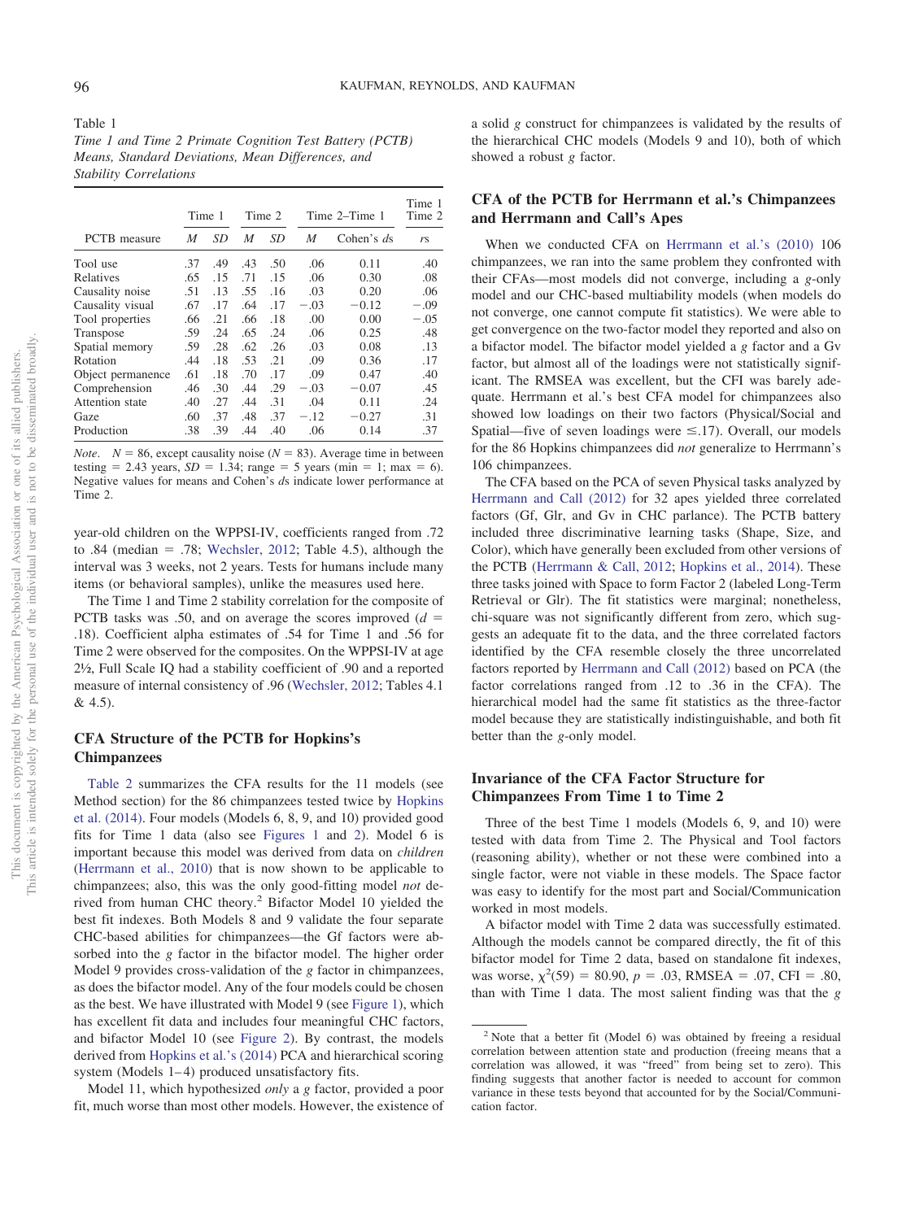Table 1
*Time 1 and Time 2 Primate Cognition Test Battery (PCTB) Means, Standard Deviations, Mean Differences, and Stability Correlations*

| PCTB measure | Time 1 | | Time 2 | | Time 2–Time 1 | | Time 1 Time 2 |
|---|---|---|---|---|---|---|---|
| | *M* | *SD* | *M* | *SD* | *M* | Cohen's *d*s | *r*s |
| Tool use | .37 | .49 | .43 | .50 | .06 | 0.11 | .40 |
| Relatives | .65 | .15 | .71 | .15 | .06 | 0.30 | .08 |
| Causality noise | .51 | .13 | .55 | .16 | .03 | 0.20 | .06 |
| Causality visual | .67 | .17 | .64 | .17 | −.03 | −0.12 | −.09 |
| Tool properties | .66 | .21 | .66 | .18 | .00 | 0.00 | −.05 |
| Transpose | .59 | .24 | .65 | .24 | .06 | 0.25 | .48 |
| Spatial memory | .59 | .28 | .62 | .26 | .03 | 0.08 | .13 |
| Rotation | .44 | .18 | .53 | .21 | .09 | 0.36 | .17 |
| Object permanence | .61 | .18 | .70 | .17 | .09 | 0.47 | .40 |
| Comprehension | .46 | .30 | .44 | .29 | −.03 | −0.07 | .45 |
| Attention state | .40 | .27 | .44 | .31 | .04 | 0.11 | .24 |
| Gaze | .60 | .37 | .48 | .37 | −.12 | −0.27 | .31 |
| Production | .38 | .39 | .44 | .40 | .06 | 0.14 | .37 |

*Note*. $N = 86$, except causality noise ($N = 83$). Average time in between testing = 2.43 years, $SD = 1.34$; range = 5 years (min = 1; max = 6). Negative values for means and Cohen's *d*s indicate lower performance at Time 2.

year-old children on the WPPSI-IV, coefficients ranged from .72 to .84 (median = .78; Wechsler, 2012; Table 4.5), although the interval was 3 weeks, not 2 years. Tests for humans include many items (or behavioral samples), unlike the measures used here.

The Time 1 and Time 2 stability correlation for the composite of PCTB tasks was .50, and on average the scores improved ($d$ = .18). Coefficient alpha estimates of .54 for Time 1 and .56 for Time 2 were observed for the composites. On the WPPSI-IV at age 2½, Full Scale IQ had a stability coefficient of .90 and a reported measure of internal consistency of .96 (Wechsler, 2012; Tables 4.1 & 4.5).

## CFA Structure of the PCTB for Hopkins's Chimpanzees

Table 2 summarizes the CFA results for the 11 models (see Method section) for the 86 chimpanzees tested twice by Hopkins et al. (2014). Four models (Models 6, 8, 9, and 10) provided good fits for Time 1 data (also see Figures 1 and 2). Model 6 is important because this model was derived from data on *children* (Herrmann et al., 2010) that is now shown to be applicable to chimpanzees; also, this was the only good-fitting model *not* derived from human CHC theory.[2] Bifactor Model 10 yielded the best fit indexes. Both Models 8 and 9 validate the four separate CHC-based abilities for chimpanzees—the Gf factors were absorbed into the *g* factor in the bifactor model. The higher order Model 9 provides cross-validation of the *g* factor in chimpanzees, as does the bifactor model. Any of the four models could be chosen as the best. We have illustrated with Model 9 (see Figure 1), which has excellent fit data and includes four meaningful CHC factors, and bifactor Model 10 (see Figure 2). By contrast, the models derived from Hopkins et al.'s (2014) PCA and hierarchical scoring system (Models 1–4) produced unsatisfactory fits.

Model 11, which hypothesized *only* a *g* factor, provided a poor fit, much worse than most other models. However, the existence of a solid *g* construct for chimpanzees is validated by the results of the hierarchical CHC models (Models 9 and 10), both of which showed a robust *g* factor.

## CFA of the PCTB for Herrmann et al.'s Chimpanzees and Herrmann and Call's Apes

When we conducted CFA on Herrmann et al.'s (2010) 106 chimpanzees, we ran into the same problem they confronted with their CFAs—most models did not converge, including a *g*-only model and our CHC-based multiability models (when models do not converge, one cannot compute fit statistics). We were able to get convergence on the two-factor model they reported and also on a bifactor model. The bifactor model yielded a *g* factor and a Gv factor, but almost all of the loadings were not statistically significant. The RMSEA was excellent, but the CFI was barely adequate. Herrmann et al.'s best CFA model for chimpanzees also showed low loadings on their two factors (Physical/Social and Spatial—five of seven loadings were ≤.17). Overall, our models for the 86 Hopkins chimpanzees did *not* generalize to Herrmann's 106 chimpanzees.

The CFA based on the PCA of seven Physical tasks analyzed by Herrmann and Call (2012) for 32 apes yielded three correlated factors (Gf, Glr, and Gv in CHC parlance). The PCTB battery included three discriminative learning tasks (Shape, Size, and Color), which have generally been excluded from other versions of the PCTB (Herrmann & Call, 2012; Hopkins et al., 2014). These three tasks joined with Space to form Factor 2 (labeled Long-Term Retrieval or Glr). The fit statistics were marginal; nonetheless, chi-square was not significantly different from zero, which suggests an adequate fit to the data, and the three correlated factors identified by the CFA resemble closely the three uncorrelated factors reported by Herrmann and Call (2012) based on PCA (the factor correlations ranged from .12 to .36 in the CFA). The hierarchical model had the same fit statistics as the three-factor model because they are statistically indistinguishable, and both fit better than the *g*-only model.

## Invariance of the CFA Factor Structure for Chimpanzees From Time 1 to Time 2

Three of the best Time 1 models (Models 6, 9, and 10) were tested with data from Time 2. The Physical and Tool factors (reasoning ability), whether or not these were combined into a single factor, were not viable in these models. The Space factor was easy to identify for the most part and Social/Communication worked in most models.

A bifactor model with Time 2 data was successfully estimated. Although the models cannot be compared directly, the fit of this bifactor model for Time 2 data, based on standalone fit indexes, was worse, $\chi^2(59) = 80.90$, $p = .03$, RMSEA = .07, CFI = .80, than with Time 1 data. The most salient finding was that the *g*

[2] Note that a better fit (Model 6) was obtained by freeing a residual correlation between attention state and production (freeing means that a correlation was allowed, it was "freed" from being set to zero). This finding suggests that another factor is needed to account for common variance in these tests beyond that accounted for by the Social/Communication factor.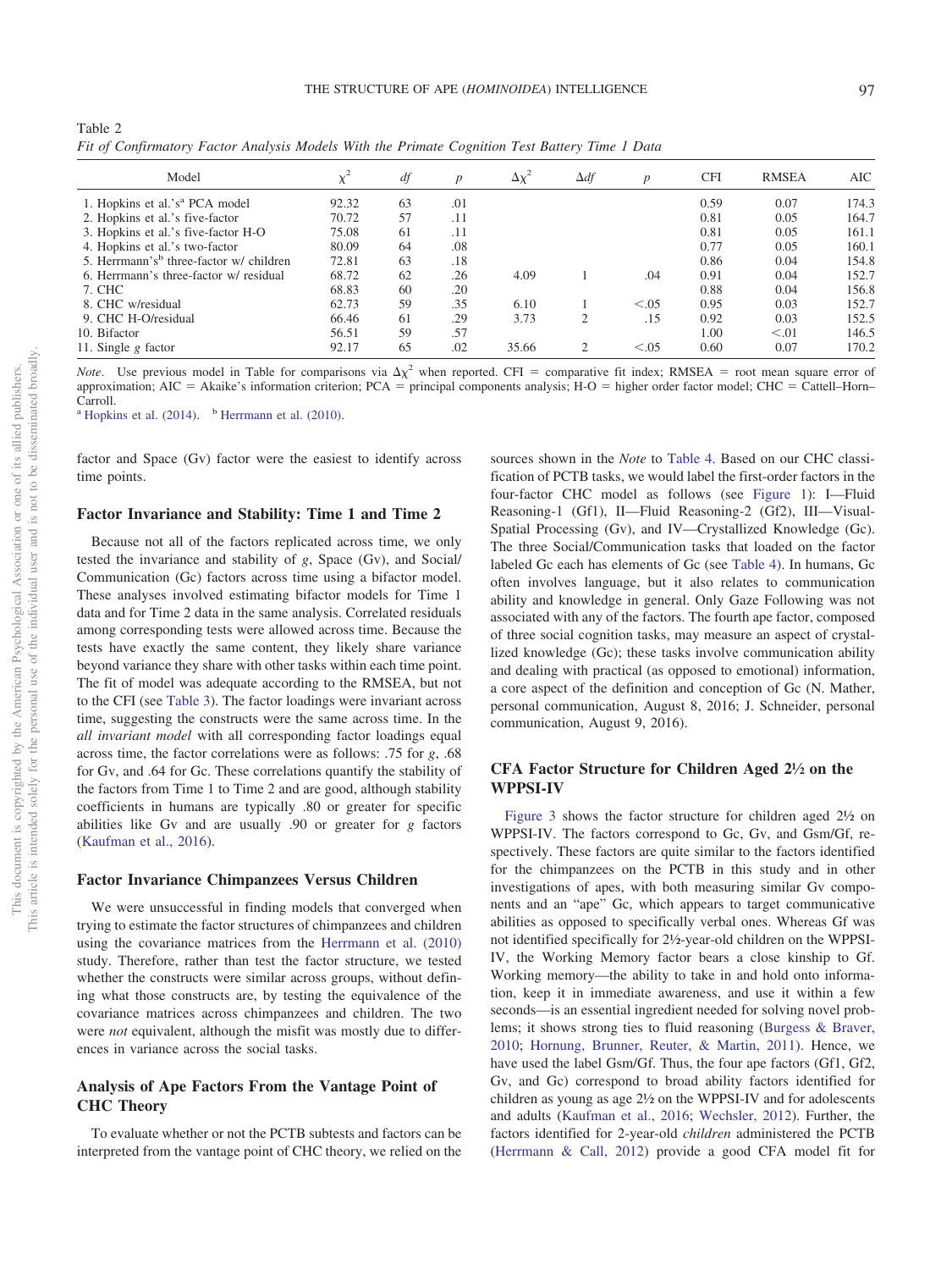Table 2
*Fit of Confirmatory Factor Analysis Models With the Primate Cognition Test Battery Time 1 Data*

| Model | $\chi^2$ | *df* | *p* | $\Delta\chi^2$ | $\Delta df$ | *p* | CFI | RMSEA | AIC |
|---|---|---|---|---|---|---|---|---|---|
| 1. Hopkins et al.'s[a] PCA model | 92.32 | 63 | .01 | | | | 0.59 | 0.07 | 174.3 |
| 2. Hopkins et al.'s five-factor | 70.72 | 57 | .11 | | | | 0.81 | 0.05 | 164.7 |
| 3. Hopkins et al.'s five-factor H-O | 75.08 | 61 | .11 | | | | 0.81 | 0.05 | 161.1 |
| 4. Hopkins et al.'s two-factor | 80.09 | 64 | .08 | | | | 0.77 | 0.05 | 160.1 |
| 5. Herrmann's[b] three-factor w/ children | 72.81 | 63 | .18 | | | | 0.86 | 0.04 | 154.8 |
| 6. Herrmann's three-factor w/ residual | 68.72 | 62 | .26 | 4.09 | 1 | .04 | 0.91 | 0.04 | 152.7 |
| 7. CHC | 68.83 | 60 | .20 | | | | 0.88 | 0.04 | 156.8 |
| 8. CHC w/residual | 62.73 | 59 | .35 | 6.10 | 1 | <.05 | 0.95 | 0.03 | 152.7 |
| 9. CHC H-O/residual | 66.46 | 61 | .29 | 3.73 | 2 | .15 | 0.92 | 0.03 | 152.5 |
| 10. Bifactor | 56.51 | 59 | .57 | | | | 1.00 | <.01 | 146.5 |
| 11. Single *g* factor | 92.17 | 65 | .02 | 35.66 | 2 | <.05 | 0.60 | 0.07 | 170.2 |

*Note*. Use previous model in Table for comparisons via $\Delta\chi^2$ when reported. CFI = comparative fit index; RMSEA = root mean square error of approximation; AIC = Akaike's information criterion; PCA = principal components analysis; H-O = higher order factor model; CHC = Cattell–Horn–Carroll.
[a] Hopkins et al. (2014). [b] Herrmann et al. (2010).

factor and Space (Gv) factor were the easiest to identify across time points.

### Factor Invariance and Stability: Time 1 and Time 2

Because not all of the factors replicated across time, we only tested the invariance and stability of *g*, Space (Gv), and Social/Communication (Gc) factors across time using a bifactor model. These analyses involved estimating bifactor models for Time 1 data and for Time 2 data in the same analysis. Correlated residuals among corresponding tests were allowed across time. Because the tests have exactly the same content, they likely share variance beyond variance they share with other tasks within each time point. The fit of model was adequate according to the RMSEA, but not to the CFI (see Table 3). The factor loadings were invariant across time, suggesting the constructs were the same across time. In the *all invariant model* with all corresponding factor loadings equal across time, the factor correlations were as follows: .75 for *g*, .68 for Gv, and .64 for Gc. These correlations quantify the stability of the factors from Time 1 to Time 2 and are good, although stability coefficients in humans are typically .80 or greater for specific abilities like Gv and are usually .90 or greater for *g* factors (Kaufman et al., 2016).

### Factor Invariance Chimpanzees Versus Children

We were unsuccessful in finding models that converged when trying to estimate the factor structures of chimpanzees and children using the covariance matrices from the Herrmann et al. (2010) study. Therefore, rather than test the factor structure, we tested whether the constructs were similar across groups, without defining what those constructs are, by testing the equivalence of the covariance matrices across chimpanzees and children. The two were *not* equivalent, although the misfit was mostly due to differences in variance across the social tasks.

### Analysis of Ape Factors From the Vantage Point of CHC Theory

To evaluate whether or not the PCTB subtests and factors can be interpreted from the vantage point of CHC theory, we relied on the sources shown in the *Note* to Table 4. Based on our CHC classification of PCTB tasks, we would label the first-order factors in the four-factor CHC model as follows (see Figure 1): I—Fluid Reasoning-1 (Gf1), II—Fluid Reasoning-2 (Gf2), III—Visual-Spatial Processing (Gv), and IV—Crystallized Knowledge (Gc). The three Social/Communication tasks that loaded on the factor labeled Gc each has elements of Gc (see Table 4). In humans, Gc often involves language, but it also relates to communication ability and knowledge in general. Only Gaze Following was not associated with any of the factors. The fourth ape factor, composed of three social cognition tasks, may measure an aspect of crystallized knowledge (Gc); these tasks involve communication ability and dealing with practical (as opposed to emotional) information, a core aspect of the definition and conception of Gc (N. Mather, personal communication, August 8, 2016; J. Schneider, personal communication, August 9, 2016).

### CFA Factor Structure for Children Aged 2½ on the WPPSI-IV

Figure 3 shows the factor structure for children aged 2½ on WPPSI-IV. The factors correspond to Gc, Gv, and Gsm/Gf, respectively. These factors are quite similar to the factors identified for the chimpanzees on the PCTB in this study and in other investigations of apes, with both measuring similar Gv components and an "ape" Gc, which appears to target communicative abilities as opposed to specifically verbal ones. Whereas Gf was not identified specifically for 2½-year-old children on the WPPSI-IV, the Working Memory factor bears a close kinship to Gf. Working memory—the ability to take in and hold onto information, keep it in immediate awareness, and use it within a few seconds—is an essential ingredient needed for solving novel problems; it shows strong ties to fluid reasoning (Burgess & Braver, 2010; Hornung, Brunner, Reuter, & Martin, 2011). Hence, we have used the label Gsm/Gf. Thus, the four ape factors (Gf1, Gf2, Gv, and Gc) correspond to broad ability factors identified for children as young as age 2½ on the WPPSI-IV and for adolescents and adults (Kaufman et al., 2016; Wechsler, 2012). Further, the factors identified for 2-year-old *children* administered the PCTB (Herrmann & Call, 2012) provide a good CFA model fit for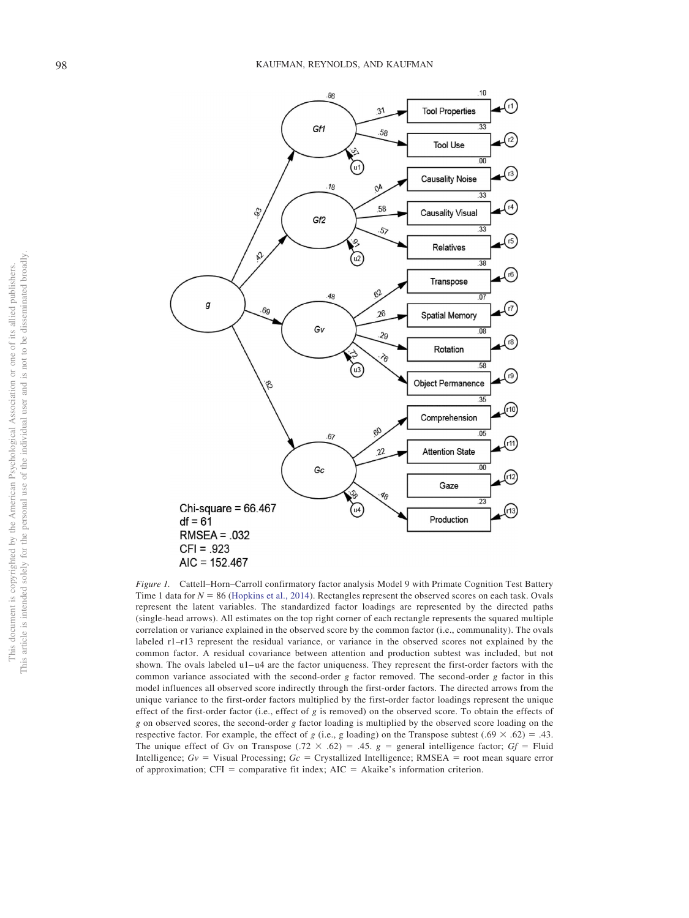Chi-square = 66.467
df = 61
RMSEA = .032
CFI = .923
AIC = 152.467

*Figure 1.* Cattell–Horn–Carroll confirmatory factor analysis Model 9 with Primate Cognition Test Battery Time 1 data for $N = 86$ (Hopkins et al., 2014). Rectangles represent the observed scores on each task. Ovals represent the latent variables. The standardized factor loadings are represented by the directed paths (single-head arrows). All estimates on the top right corner of each rectangle represents the squared multiple correlation or variance explained in the observed score by the common factor (i.e., communality). The ovals labeled r1–r13 represent the residual variance, or variance in the observed scores not explained by the common factor. A residual covariance between attention and production subtest was included, but not shown. The ovals labeled u1–u4 are the factor uniqueness. They represent the first-order factors with the common variance associated with the second-order *g* factor removed. The second-order *g* factor in this model influences all observed score indirectly through the first-order factors. The directed arrows from the unique variance to the first-order factors multiplied by the first-order factor loadings represent the unique effect of the first-order factor (i.e., effect of *g* is removed) on the observed score. To obtain the effects of *g* on observed scores, the second-order *g* factor loading is multiplied by the observed score loading on the respective factor. For example, the effect of *g* (i.e., g loading) on the Transpose subtest ($.69 \times .62$) = .43. The unique effect of Gv on Transpose ($.72 \times .62$) = .45. *g* = general intelligence factor; *Gf* = Fluid Intelligence; *Gv* = Visual Processing; *Gc* = Crystallized Intelligence; RMSEA = root mean square error of approximation; CFI = comparative fit index; AIC = Akaike's information criterion.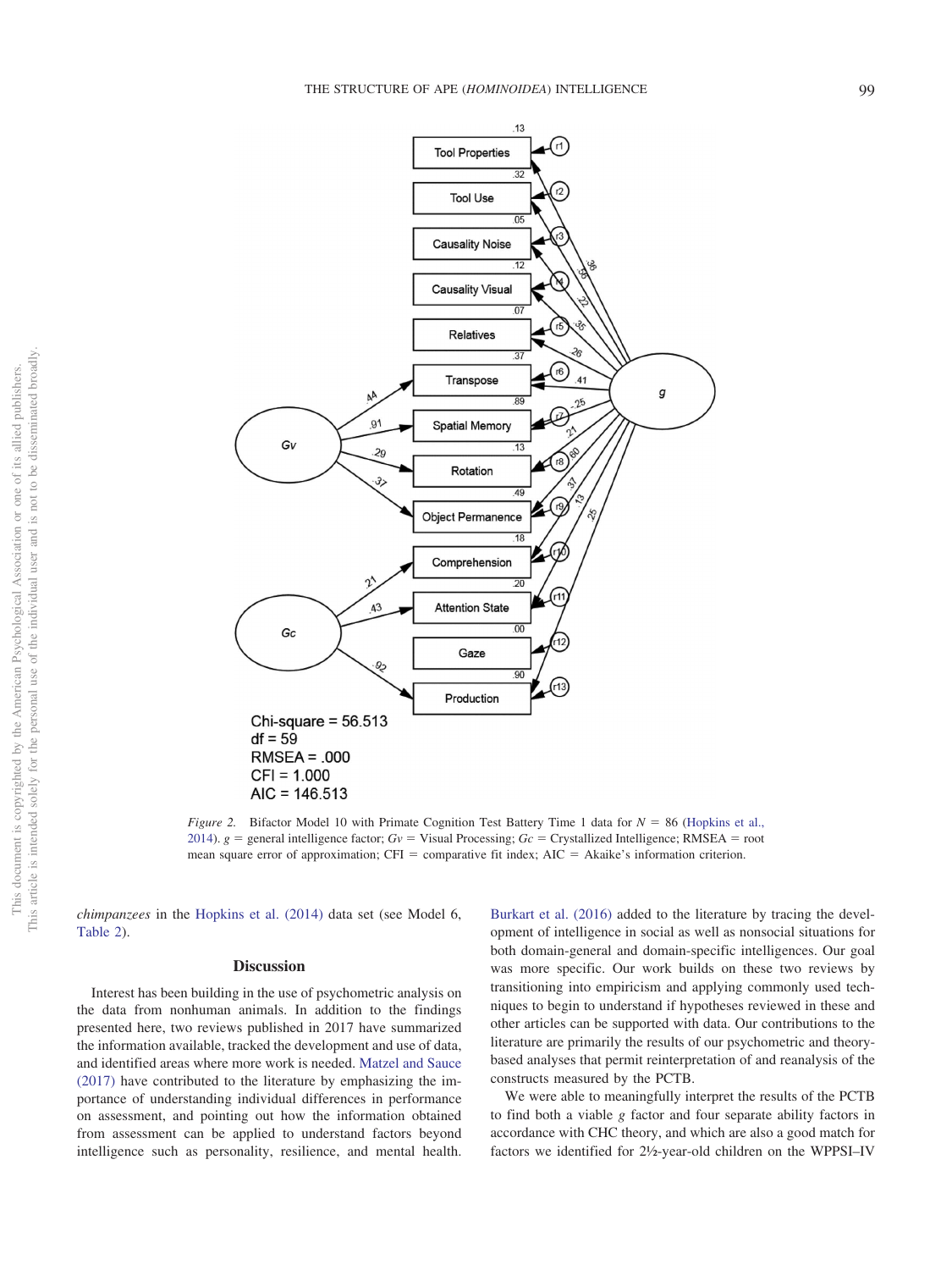Chi-square = 56.513
df = 59
RMSEA = .000
CFI = 1.000
AIC = 146.513

*Figure 2.* Bifactor Model 10 with Primate Cognition Test Battery Time 1 data for $N$ = 86 (Hopkins et al., 2014). $g$ = general intelligence factor; $Gv$ = Visual Processing; $Gc$ = Crystallized Intelligence; RMSEA = root mean square error of approximation; CFI = comparative fit index; AIC = Akaike's information criterion.

*chimpanzees* in the Hopkins et al. (2014) data set (see Model 6, Table 2).

## Discussion

Interest has been building in the use of psychometric analysis on the data from nonhuman animals. In addition to the findings presented here, two reviews published in 2017 have summarized the information available, tracked the development and use of data, and identified areas where more work is needed. Matzel and Sauce (2017) have contributed to the literature by emphasizing the importance of understanding individual differences in performance on assessment, and pointing out how the information obtained from assessment can be applied to understand factors beyond intelligence such as personality, resilience, and mental health. Burkart et al. (2016) added to the literature by tracing the development of intelligence in social as well as nonsocial situations for both domain-general and domain-specific intelligences. Our goal was more specific. Our work builds on these two reviews by transitioning into empiricism and applying commonly used techniques to begin to understand if hypotheses reviewed in these and other articles can be supported with data. Our contributions to the literature are primarily the results of our psychometric and theory-based analyses that permit reinterpretation of and reanalysis of the constructs measured by the PCTB.

We were able to meaningfully interpret the results of the PCTB to find both a viable $g$ factor and four separate ability factors in accordance with CHC theory, and which are also a good match for factors we identified for 2½-year-old children on the WPPSI–IV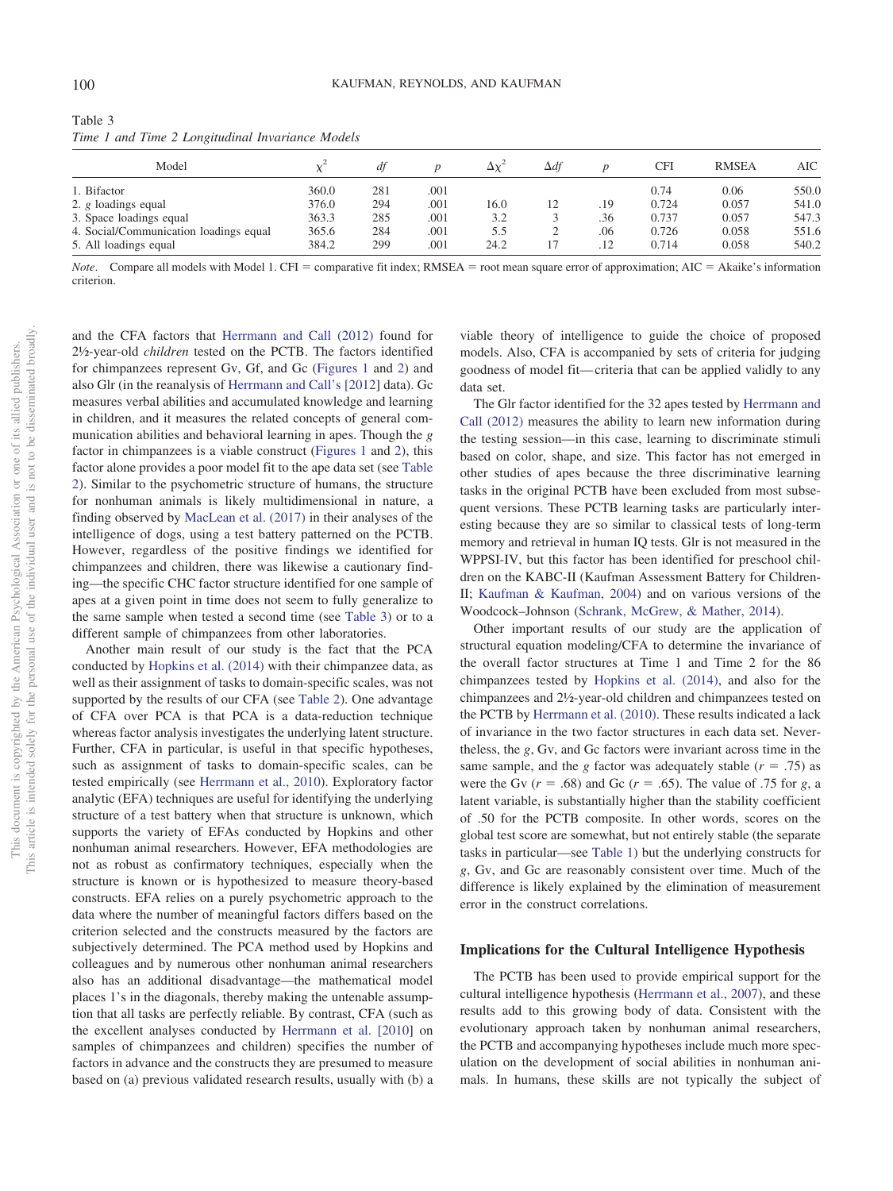Table 3
*Time 1 and Time 2 Longitudinal Invariance Models*

| Model | $\chi^2$ | *df* | *p* | $\Delta\chi^2$ | $\Delta df$ | *p* | CFI | RMSEA | AIC |
|---|---|---|---|---|---|---|---|---|---|
| 1. Bifactor | 360.0 | 281 | .001 | | | | 0.74 | 0.06 | 550.0 |
| 2. *g* loadings equal | 376.0 | 294 | .001 | 16.0 | 12 | .19 | 0.724 | 0.057 | 541.0 |
| 3. Space loadings equal | 363.3 | 285 | .001 | 3.2 | 3 | .36 | 0.737 | 0.057 | 547.3 |
| 4. Social/Communication loadings equal | 365.6 | 284 | .001 | 5.5 | 2 | .06 | 0.726 | 0.058 | 551.6 |
| 5. All loadings equal | 384.2 | 299 | .001 | 24.2 | 17 | .12 | 0.714 | 0.058 | 540.2 |

*Note*. Compare all models with Model 1. CFI = comparative fit index; RMSEA = root mean square error of approximation; AIC = Akaike's information criterion.

and the CFA factors that Herrmann and Call (2012) found for 2½-year-old *children* tested on the PCTB. The factors identified for chimpanzees represent Gv, Gf, and Gc (Figures 1 and 2) and also Glr (in the reanalysis of Herrmann and Call's [2012] data). Gc measures verbal abilities and accumulated knowledge and learning in children, and it measures the related concepts of general communication abilities and behavioral learning in apes. Though the *g* factor in chimpanzees is a viable construct (Figures 1 and 2), this factor alone provides a poor model fit to the ape data set (see Table 2). Similar to the psychometric structure of humans, the structure for nonhuman animals is likely multidimensional in nature, a finding observed by MacLean et al. (2017) in their analyses of the intelligence of dogs, using a test battery patterned on the PCTB. However, regardless of the positive findings we identified for chimpanzees and children, there was likewise a cautionary finding—the specific CHC factor structure identified for one sample of apes at a given point in time does not seem to fully generalize to the same sample when tested a second time (see Table 3) or to a different sample of chimpanzees from other laboratories.

Another main result of our study is the fact that the PCA conducted by Hopkins et al. (2014) with their chimpanzee data, as well as their assignment of tasks to domain-specific scales, was not supported by the results of our CFA (see Table 2). One advantage of CFA over PCA is that PCA is a data-reduction technique whereas factor analysis investigates the underlying latent structure. Further, CFA in particular, is useful in that specific hypotheses, such as assignment of tasks to domain-specific scales, can be tested empirically (see Herrmann et al., 2010). Exploratory factor analytic (EFA) techniques are useful for identifying the underlying structure of a test battery when that structure is unknown, which supports the variety of EFAs conducted by Hopkins and other nonhuman animal researchers. However, EFA methodologies are not as robust as confirmatory techniques, especially when the structure is known or is hypothesized to measure theory-based constructs. EFA relies on a purely psychometric approach to the data where the number of meaningful factors differs based on the criterion selected and the constructs measured by the factors are subjectively determined. The PCA method used by Hopkins and colleagues and by numerous other nonhuman animal researchers also has an additional disadvantage—the mathematical model places 1's in the diagonals, thereby making the untenable assumption that all tasks are perfectly reliable. By contrast, CFA (such as the excellent analyses conducted by Herrmann et al. [2010] on samples of chimpanzees and children) specifies the number of factors in advance and the constructs they are presumed to measure based on (a) previous validated research results, usually with (b) a viable theory of intelligence to guide the choice of proposed models. Also, CFA is accompanied by sets of criteria for judging goodness of model fit—criteria that can be applied validly to any data set.

The Glr factor identified for the 32 apes tested by Herrmann and Call (2012) measures the ability to learn new information during the testing session—in this case, learning to discriminate stimuli based on color, shape, and size. This factor has not emerged in other studies of apes because the three discriminative learning tasks in the original PCTB have been excluded from most subsequent versions. These PCTB learning tasks are particularly interesting because they are so similar to classical tests of long-term memory and retrieval in human IQ tests. Glr is not measured in the WPPSI-IV, but this factor has been identified for preschool children on the KABC-II (Kaufman Assessment Battery for Children-II; Kaufman & Kaufman, 2004) and on various versions of the Woodcock–Johnson (Schrank, McGrew, & Mather, 2014).

Other important results of our study are the application of structural equation modeling/CFA to determine the invariance of the overall factor structures at Time 1 and Time 2 for the 86 chimpanzees tested by Hopkins et al. (2014), and also for the chimpanzees and 2½-year-old children and chimpanzees tested on the PCTB by Herrmann et al. (2010). These results indicated a lack of invariance in the two factor structures in each data set. Nevertheless, the *g*, Gv, and Gc factors were invariant across time in the same sample, and the *g* factor was adequately stable ($r = .75$) as were the Gv ($r = .68$) and Gc ($r = .65$). The value of .75 for *g*, a latent variable, is substantially higher than the stability coefficient of .50 for the PCTB composite. In other words, scores on the global test score are somewhat, but not entirely stable (the separate tasks in particular—see Table 1) but the underlying constructs for *g*, Gv, and Gc are reasonably consistent over time. Much of the difference is likely explained by the elimination of measurement error in the construct correlations.

## Implications for the Cultural Intelligence Hypothesis

The PCTB has been used to provide empirical support for the cultural intelligence hypothesis (Herrmann et al., 2007), and these results add to this growing body of data. Consistent with the evolutionary approach taken by nonhuman animal researchers, the PCTB and accompanying hypotheses include much more speculation on the development of social abilities in nonhuman animals. In humans, these skills are not typically the subject of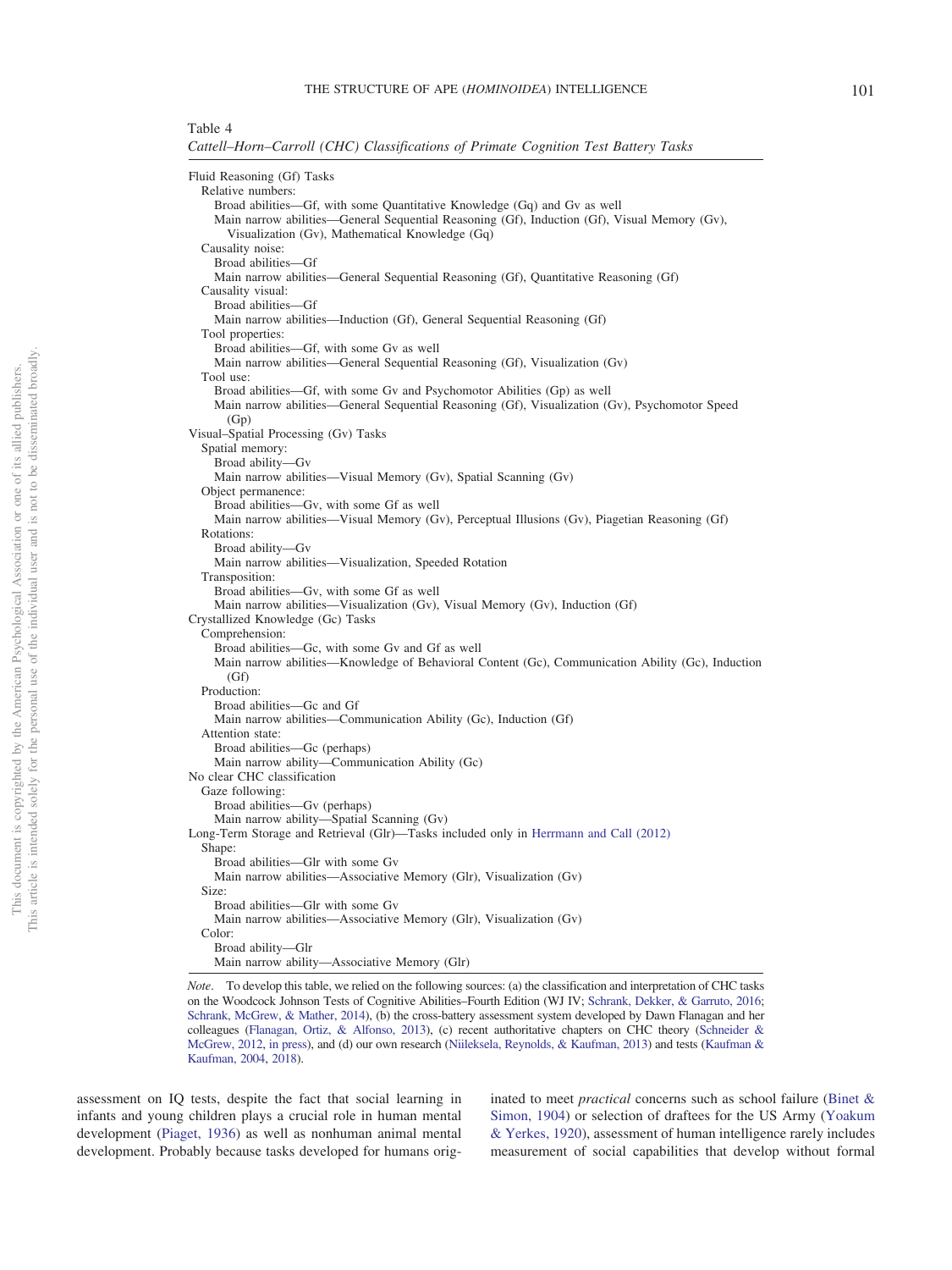Table 4
*Cattell–Horn–Carroll (CHC) Classifications of Primate Cognition Test Battery Tasks*

Fluid Reasoning (Gf) Tasks
- Relative numbers:
  - Broad abilities—Gf, with some Quantitative Knowledge (Gq) and Gv as well
  - Main narrow abilities—General Sequential Reasoning (Gf), Induction (Gf), Visual Memory (Gv), Visualization (Gv), Mathematical Knowledge (Gq)
- Causality noise:
  - Broad abilities—Gf
  - Main narrow abilities—General Sequential Reasoning (Gf), Quantitative Reasoning (Gf)
- Causality visual:
  - Broad abilities—Gf
  - Main narrow abilities—Induction (Gf), General Sequential Reasoning (Gf)
- Tool properties:
  - Broad abilities—Gf, with some Gv as well
  - Main narrow abilities—General Sequential Reasoning (Gf), Visualization (Gv)
- Tool use:
  - Broad abilities—Gf, with some Gv and Psychomotor Abilities (Gp) as well
  - Main narrow abilities—General Sequential Reasoning (Gf), Visualization (Gv), Psychomotor Speed (Gp)

Visual–Spatial Processing (Gv) Tasks
- Spatial memory:
  - Broad ability—Gv
  - Main narrow abilities—Visual Memory (Gv), Spatial Scanning (Gv)
- Object permanence:
  - Broad abilities—Gv, with some Gf as well
  - Main narrow abilities—Visual Memory (Gv), Perceptual Illusions (Gv), Piagetian Reasoning (Gf)
- Rotations:
  - Broad ability—Gv
  - Main narrow abilities—Visualization, Speeded Rotation
- Transposition:
  - Broad abilities—Gv, with some Gf as well
  - Main narrow abilities—Visualization (Gv), Visual Memory (Gv), Induction (Gf)

Crystallized Knowledge (Gc) Tasks
- Comprehension:
  - Broad abilities—Gc, with some Gv and Gf as well
  - Main narrow abilities—Knowledge of Behavioral Content (Gc), Communication Ability (Gc), Induction (Gf)
- Production:
  - Broad abilities—Gc and Gf
  - Main narrow abilities—Communication Ability (Gc), Induction (Gf)
- Attention state:
  - Broad abilities—Gc (perhaps)
  - Main narrow ability—Communication Ability (Gc)

No clear CHC classification
- Gaze following:
  - Broad abilities—Gv (perhaps)
  - Main narrow ability—Spatial Scanning (Gv)

Long-Term Storage and Retrieval (Glr)—Tasks included only in Herrmann and Call (2012)
- Shape:
  - Broad abilities—Glr with some Gv
  - Main narrow abilities—Associative Memory (Glr), Visualization (Gv)
- Size:
  - Broad abilities—Glr with some Gv
  - Main narrow abilities—Associative Memory (Glr), Visualization (Gv)
- Color:
  - Broad ability—Glr
  - Main narrow ability—Associative Memory (Glr)

*Note*. To develop this table, we relied on the following sources: (a) the classification and interpretation of CHC tasks on the Woodcock Johnson Tests of Cognitive Abilities–Fourth Edition (WJ IV; Schrank, Dekker, & Garruto, 2016; Schrank, McGrew, & Mather, 2014), (b) the cross-battery assessment system developed by Dawn Flanagan and her colleagues (Flanagan, Ortiz, & Alfonso, 2013), (c) recent authoritative chapters on CHC theory (Schneider & McGrew, 2012, in press), and (d) our own research (Niileksela, Reynolds, & Kaufman, 2013) and tests (Kaufman & Kaufman, 2004, 2018).

assessment on IQ tests, despite the fact that social learning in infants and young children plays a crucial role in human mental development (Piaget, 1936) as well as nonhuman animal mental development. Probably because tasks developed for humans originated to meet *practical* concerns such as school failure (Binet & Simon, 1904) or selection of draftees for the US Army (Yoakum & Yerkes, 1920), assessment of human intelligence rarely includes measurement of social capabilities that develop without formal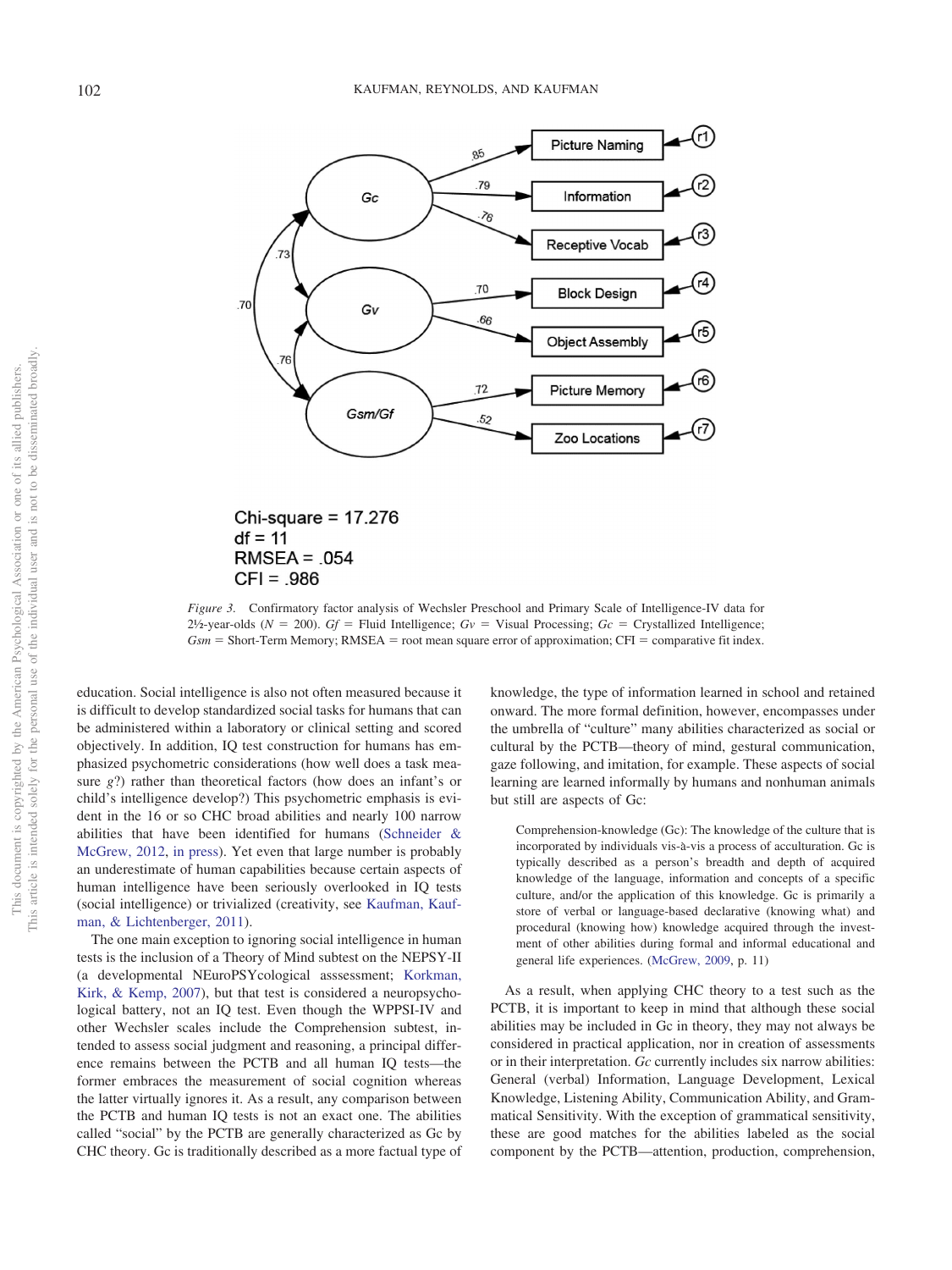*Figure 3.* Confirmatory factor analysis of Wechsler Preschool and Primary Scale of Intelligence-IV data for 2½-year-olds ($N = 200$). *Gf* = Fluid Intelligence; *Gv* = Visual Processing; *Gc* = Crystallized Intelligence; *Gsm* = Short-Term Memory; RMSEA = root mean square error of approximation; CFI = comparative fit index.

education. Social intelligence is also not often measured because it is difficult to develop standardized social tasks for humans that can be administered within a laboratory or clinical setting and scored objectively. In addition, IQ test construction for humans has emphasized psychometric considerations (how well does a task measure *g*?) rather than theoretical factors (how does an infant's or child's intelligence develop?) This psychometric emphasis is evident in the 16 or so CHC broad abilities and nearly 100 narrow abilities that have been identified for humans (Schneider & McGrew, 2012, in press). Yet even that large number is probably an underestimate of human capabilities because certain aspects of human intelligence have been seriously overlooked in IQ tests (social intelligence) or trivialized (creativity, see Kaufman, Kaufman, & Lichtenberger, 2011).

The one main exception to ignoring social intelligence in human tests is the inclusion of a Theory of Mind subtest on the NEPSY-II (a developmental NEuroPSYcological asssessment; Korkman, Kirk, & Kemp, 2007), but that test is considered a neuropsychological battery, not an IQ test. Even though the WPPSI-IV and other Wechsler scales include the Comprehension subtest, intended to assess social judgment and reasoning, a principal difference remains between the PCTB and all human IQ tests—the former embraces the measurement of social cognition whereas the latter virtually ignores it. As a result, any comparison between the PCTB and human IQ tests is not an exact one. The abilities called "social" by the PCTB are generally characterized as Gc by CHC theory. Gc is traditionally described as a more factual type of knowledge, the type of information learned in school and retained onward. The more formal definition, however, encompasses under the umbrella of "culture" many abilities characterized as social or cultural by the PCTB—theory of mind, gestural communication, gaze following, and imitation, for example. These aspects of social learning are learned informally by humans and nonhuman animals but still are aspects of Gc:

> Comprehension-knowledge (Gc): The knowledge of the culture that is incorporated by individuals vis-à-vis a process of acculturation. Gc is typically described as a person's breadth and depth of acquired knowledge of the language, information and concepts of a specific culture, and/or the application of this knowledge. Gc is primarily a store of verbal or language-based declarative (knowing what) and procedural (knowing how) knowledge acquired through the investment of other abilities during formal and informal educational and general life experiences. (McGrew, 2009, p. 11)

As a result, when applying CHC theory to a test such as the PCTB, it is important to keep in mind that although these social abilities may be included in Gc in theory, they may not always be considered in practical application, nor in creation of assessments or in their interpretation. *Gc* currently includes six narrow abilities: General (verbal) Information, Language Development, Lexical Knowledge, Listening Ability, Communication Ability, and Grammatical Sensitivity. With the exception of grammatical sensitivity, these are good matches for the abilities labeled as the social component by the PCTB—attention, production, comprehension,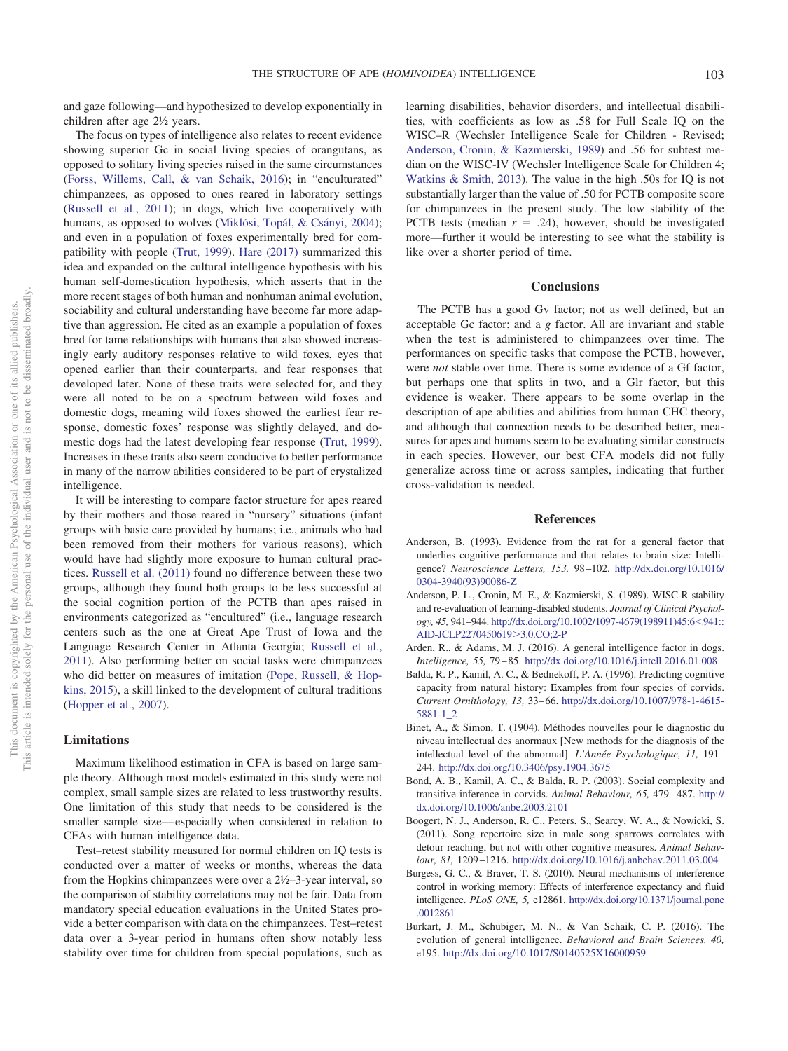and gaze following—and hypothesized to develop exponentially in children after age 2½ years.

The focus on types of intelligence also relates to recent evidence showing superior Gc in social living species of orangutans, as opposed to solitary living species raised in the same circumstances (Forss, Willems, Call, & van Schaik, 2016); in "enculturated" chimpanzees, as opposed to ones reared in laboratory settings (Russell et al., 2011); in dogs, which live cooperatively with humans, as opposed to wolves (Miklósi, Topál, & Csányi, 2004); and even in a population of foxes experimentally bred for compatibility with people (Trut, 1999). Hare (2017) summarized this idea and expanded on the cultural intelligence hypothesis with his human self-domestication hypothesis, which asserts that in the more recent stages of both human and nonhuman animal evolution, sociability and cultural understanding have become far more adaptive than aggression. He cited as an example a population of foxes bred for tame relationships with humans that also showed increasingly early auditory responses relative to wild foxes, eyes that opened earlier than their counterparts, and fear responses that developed later. None of these traits were selected for, and they were all noted to be on a spectrum between wild foxes and domestic dogs, meaning wild foxes showed the earliest fear response, domestic foxes' response was slightly delayed, and domestic dogs had the latest developing fear response (Trut, 1999). Increases in these traits also seem conducive to better performance in many of the narrow abilities considered to be part of crystalized intelligence.

It will be interesting to compare factor structure for apes reared by their mothers and those reared in "nursery" situations (infant groups with basic care provided by humans; i.e., animals who had been removed from their mothers for various reasons), which would have had slightly more exposure to human cultural practices. Russell et al. (2011) found no difference between these two groups, although they found both groups to be less successful at the social cognition portion of the PCTB than apes raised in environments categorized as "encultured" (i.e., language research centers such as the one at Great Ape Trust of Iowa and the Language Research Center in Atlanta Georgia; Russell et al., 2011). Also performing better on social tasks were chimpanzees who did better on measures of imitation (Pope, Russell, & Hopkins, 2015), a skill linked to the development of cultural traditions (Hopper et al., 2007).

## Limitations

Maximum likelihood estimation in CFA is based on large sample theory. Although most models estimated in this study were not complex, small sample sizes are related to less trustworthy results. One limitation of this study that needs to be considered is the smaller sample size—especially when considered in relation to CFAs with human intelligence data.

Test–retest stability measured for normal children on IQ tests is conducted over a matter of weeks or months, whereas the data from the Hopkins chimpanzees were over a 2½–3-year interval, so the comparison of stability correlations may not be fair. Data from mandatory special education evaluations in the United States provide a better comparison with data on the chimpanzees. Test–retest data over a 3-year period in humans often show notably less stability over time for children from special populations, such as learning disabilities, behavior disorders, and intellectual disabilities, with coefficients as low as .58 for Full Scale IQ on the WISC–R (Wechsler Intelligence Scale for Children - Revised; Anderson, Cronin, & Kazmierski, 1989) and .56 for subtest median on the WISC-IV (Wechsler Intelligence Scale for Children 4; Watkins & Smith, 2013). The value in the high .50s for IQ is not substantially larger than the value of .50 for PCTB composite score for chimpanzees in the present study. The low stability of the PCTB tests (median $r = .24$), however, should be investigated more—further it would be interesting to see what the stability is like over a shorter period of time.

## Conclusions

The PCTB has a good Gv factor; not as well defined, but an acceptable Gc factor; and a *g* factor. All are invariant and stable when the test is administered to chimpanzees over time. The performances on specific tasks that compose the PCTB, however, were *not* stable over time. There is some evidence of a Gf factor, but perhaps one that splits in two, and a Glr factor, but this evidence is weaker. There appears to be some overlap in the description of ape abilities and abilities from human CHC theory, and although that connection needs to be described better, measures for apes and humans seem to be evaluating similar constructs in each species. However, our best CFA models did not fully generalize across time or across samples, indicating that further cross-validation is needed.

## References

Anderson, B. (1993). Evidence from the rat for a general factor that underlies cognitive performance and that relates to brain size: Intelligence? *Neuroscience Letters, 153,* 98–102. http://dx.doi.org/10.1016/0304-3940(93)90086-Z

Anderson, P. L., Cronin, M. E., & Kazmierski, S. (1989). WISC-R stability and re-evaluation of learning-disabled students. *Journal of Clinical Psychology, 45,* 941–944. http://dx.doi.org/10.1002/1097-4679(198911)45:6<941::AID-JCLP2270450619>3.0.CO;2-P

Arden, R., & Adams, M. J. (2016). A general intelligence factor in dogs. *Intelligence, 55,* 79–85. http://dx.doi.org/10.1016/j.intell.2016.01.008

Balda, R. P., Kamil, A. C., & Bednekoff, P. A. (1996). Predicting cognitive capacity from natural history: Examples from four species of corvids. *Current Ornithology, 13,* 33–66. http://dx.doi.org/10.1007/978-1-4615-5881-1_2

Binet, A., & Simon, T. (1904). Méthodes nouvelles pour le diagnostic du niveau intellectual des anormaux [New methods for the diagnosis of the intellectual level of the abnormal]. *L'Année Psychologique, 11,* 191–244. http://dx.doi.org/10.3406/psy.1904.3675

Bond, A. B., Kamil, A. C., & Balda, R. P. (2003). Social complexity and transitive inference in corvids. *Animal Behaviour, 65,* 479–487. http://dx.doi.org/10.1006/anbe.2003.2101

Boogert, N. J., Anderson, R. C., Peters, S., Searcy, W. A., & Nowicki, S. (2011). Song repertoire size in male song sparrows correlates with detour reaching, but not with other cognitive measures. *Animal Behaviour, 81,* 1209–1216. http://dx.doi.org/10.1016/j.anbehav.2011.03.004

Burgess, G. C., & Braver, T. S. (2010). Neural mechanisms of interference control in working memory: Effects of interference expectancy and fluid intelligence. *PLoS ONE, 5,* e12861. http://dx.doi.org/10.1371/journal.pone.0012861

Burkart, J. M., Schubiger, M. N., & Van Schaik, C. P. (2016). The evolution of general intelligence. *Behavioral and Brain Sciences, 40,* e195. http://dx.doi.org/10.1017/S0140525X16000959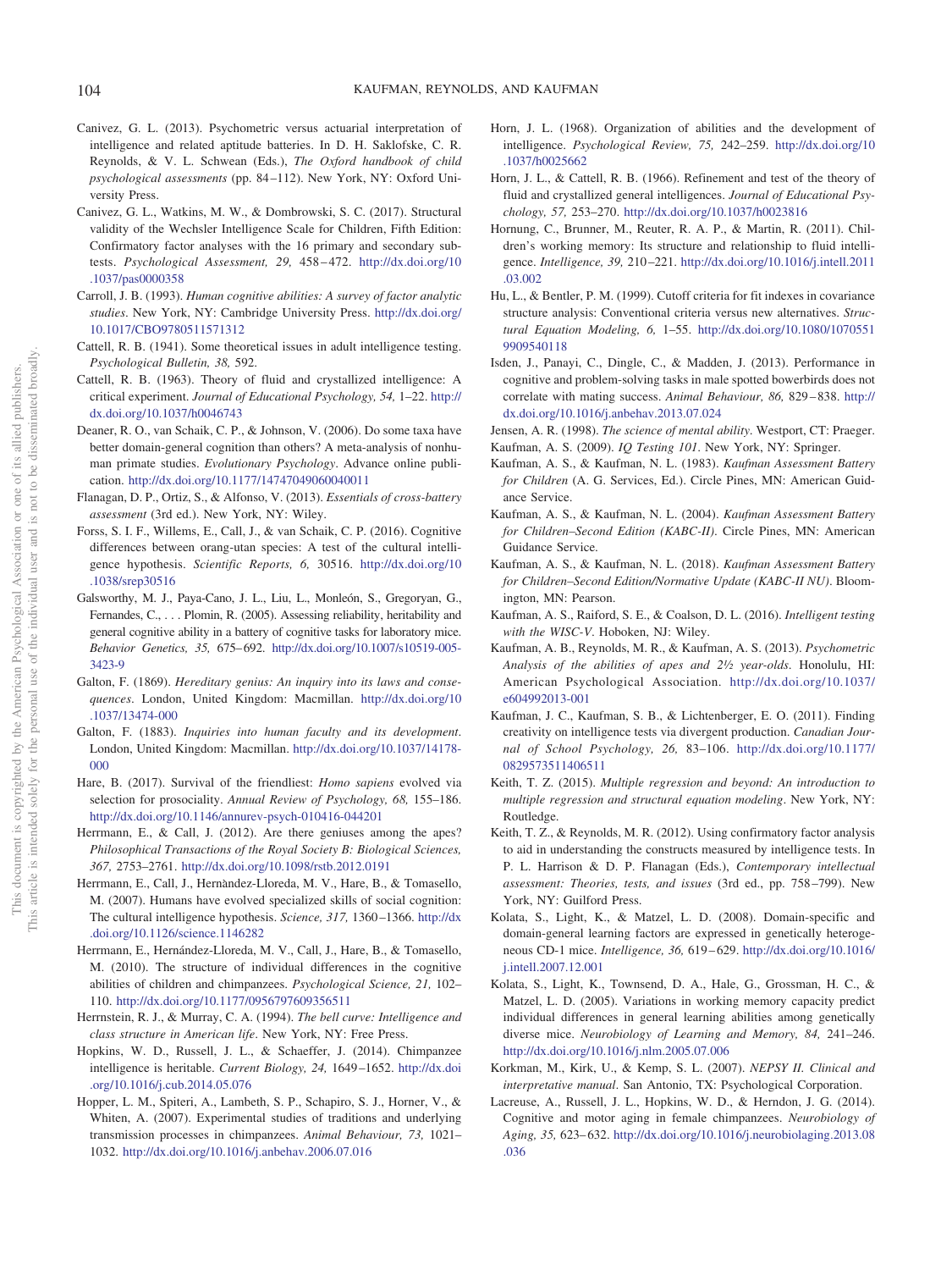Canivez, G. L. (2013). Psychometric versus actuarial interpretation of intelligence and related aptitude batteries. In D. H. Saklofske, C. R. Reynolds, & V. L. Schwean (Eds.), *The Oxford handbook of child psychological assessments* (pp. 84–112). New York, NY: Oxford University Press.

Canivez, G. L., Watkins, M. W., & Dombrowski, S. C. (2017). Structural validity of the Wechsler Intelligence Scale for Children, Fifth Edition: Confirmatory factor analyses with the 16 primary and secondary subtests. *Psychological Assessment, 29,* 458–472. http://dx.doi.org/10.1037/pas0000358

Carroll, J. B. (1993). *Human cognitive abilities: A survey of factor analytic studies*. New York, NY: Cambridge University Press. http://dx.doi.org/10.1017/CBO9780511571312

Cattell, R. B. (1941). Some theoretical issues in adult intelligence testing. *Psychological Bulletin, 38,* 592.

Cattell, R. B. (1963). Theory of fluid and crystallized intelligence: A critical experiment. *Journal of Educational Psychology, 54,* 1–22. http://dx.doi.org/10.1037/h0046743

Deaner, R. O., van Schaik, C. P., & Johnson, V. (2006). Do some taxa have better domain-general cognition than others? A meta-analysis of nonhuman primate studies. *Evolutionary Psychology*. Advance online publication. http://dx.doi.org/10.1177/147470490600400111

Flanagan, D. P., Ortiz, S., & Alfonso, V. (2013). *Essentials of cross-battery assessment* (3rd ed.). New York, NY: Wiley.

Forss, S. I. F., Willems, E., Call, J., & van Schaik, C. P. (2016). Cognitive differences between orang-utan species: A test of the cultural intelligence hypothesis. *Scientific Reports, 6,* 30516. http://dx.doi.org/10.1038/srep30516

Galsworthy, M. J., Paya-Cano, J. L., Liu, L., Monleón, S., Gregoryan, G., Fernandes, C., . . . Plomin, R. (2005). Assessing reliability, heritability and general cognitive ability in a battery of cognitive tasks for laboratory mice. *Behavior Genetics, 35,* 675–692. http://dx.doi.org/10.1007/s10519-005-3423-9

Galton, F. (1869). *Hereditary genius: An inquiry into its laws and consequences*. London, United Kingdom: Macmillan. http://dx.doi.org/10.1037/13474-000

Galton, F. (1883). *Inquiries into human faculty and its development*. London, United Kingdom: Macmillan. http://dx.doi.org/10.1037/14178-000

Hare, B. (2017). Survival of the friendliest: *Homo sapiens* evolved via selection for prosociality. *Annual Review of Psychology, 68,* 155–186. http://dx.doi.org/10.1146/annurev-psych-010416-044201

Herrmann, E., & Call, J. (2012). Are there geniuses among the apes? *Philosophical Transactions of the Royal Society B: Biological Sciences, 367,* 2753–2761. http://dx.doi.org/10.1098/rstb.2012.0191

Herrmann, E., Call, J., Hernàndez-Lloreda, M. V., Hare, B., & Tomasello, M. (2007). Humans have evolved specialized skills of social cognition: The cultural intelligence hypothesis. *Science, 317,* 1360–1366. http://dx.doi.org/10.1126/science.1146282

Herrmann, E., Hernández-Lloreda, M. V., Call, J., Hare, B., & Tomasello, M. (2010). The structure of individual differences in the cognitive abilities of children and chimpanzees. *Psychological Science, 21,* 102–110. http://dx.doi.org/10.1177/0956797609356511

Herrnstein, R. J., & Murray, C. A. (1994). *The bell curve: Intelligence and class structure in American life*. New York, NY: Free Press.

Hopkins, W. D., Russell, J. L., & Schaeffer, J. (2014). Chimpanzee intelligence is heritable. *Current Biology, 24,* 1649–1652. http://dx.doi.org/10.1016/j.cub.2014.05.076

Hopper, L. M., Spiteri, A., Lambeth, S. P., Schapiro, S. J., Horner, V., & Whiten, A. (2007). Experimental studies of traditions and underlying transmission processes in chimpanzees. *Animal Behaviour, 73,* 1021–1032. http://dx.doi.org/10.1016/j.anbehav.2006.07.016

Horn, J. L. (1968). Organization of abilities and the development of intelligence. *Psychological Review, 75,* 242–259. http://dx.doi.org/10.1037/h0025662

Horn, J. L., & Cattell, R. B. (1966). Refinement and test of the theory of fluid and crystallized general intelligences. *Journal of Educational Psychology, 57,* 253–270. http://dx.doi.org/10.1037/h0023816

Hornung, C., Brunner, M., Reuter, R. A. P., & Martin, R. (2011). Children's working memory: Its structure and relationship to fluid intelligence. *Intelligence, 39,* 210–221. http://dx.doi.org/10.1016/j.intell.2011.03.002

Hu, L., & Bentler, P. M. (1999). Cutoff criteria for fit indexes in covariance structure analysis: Conventional criteria versus new alternatives. *Structural Equation Modeling, 6,* 1–55. http://dx.doi.org/10.1080/10705519909540118

Isden, J., Panayi, C., Dingle, C., & Madden, J. (2013). Performance in cognitive and problem-solving tasks in male spotted bowerbirds does not correlate with mating success. *Animal Behaviour, 86,* 829–838. http://dx.doi.org/10.1016/j.anbehav.2013.07.024

Jensen, A. R. (1998). *The science of mental ability*. Westport, CT: Praeger.

Kaufman, A. S. (2009). *IQ Testing 101*. New York, NY: Springer.

Kaufman, A. S., & Kaufman, N. L. (1983). *Kaufman Assessment Battery for Children* (A. G. Services, Ed.). Circle Pines, MN: American Guidance Service.

Kaufman, A. S., & Kaufman, N. L. (2004). *Kaufman Assessment Battery for Children–Second Edition (KABC-II)*. Circle Pines, MN: American Guidance Service.

Kaufman, A. S., & Kaufman, N. L. (2018). *Kaufman Assessment Battery for Children–Second Edition/Normative Update (KABC-II NU)*. Bloomington, MN: Pearson.

Kaufman, A. S., Raiford, S. E., & Coalson, D. L. (2016). *Intelligent testing with the WISC-V*. Hoboken, NJ: Wiley.

Kaufman, A. B., Reynolds, M. R., & Kaufman, A. S. (2013). *Psychometric Analysis of the abilities of apes and 2½ year-olds*. Honolulu, HI: American Psychological Association. http://dx.doi.org/10.1037/e604992013-001

Kaufman, J. C., Kaufman, S. B., & Lichtenberger, E. O. (2011). Finding creativity on intelligence tests via divergent production. *Canadian Journal of School Psychology, 26,* 83–106. http://dx.doi.org/10.1177/0829573511406511

Keith, T. Z. (2015). *Multiple regression and beyond: An introduction to multiple regression and structural equation modeling*. New York, NY: Routledge.

Keith, T. Z., & Reynolds, M. R. (2012). Using confirmatory factor analysis to aid in understanding the constructs measured by intelligence tests. In P. L. Harrison & D. P. Flanagan (Eds.), *Contemporary intellectual assessment: Theories, tests, and issues* (3rd ed., pp. 758–799). New York, NY: Guilford Press.

Kolata, S., Light, K., & Matzel, L. D. (2008). Domain-specific and domain-general learning factors are expressed in genetically heterogeneous CD-1 mice. *Intelligence, 36,* 619–629. http://dx.doi.org/10.1016/j.intell.2007.12.001

Kolata, S., Light, K., Townsend, D. A., Hale, G., Grossman, H. C., & Matzel, L. D. (2005). Variations in working memory capacity predict individual differences in general learning abilities among genetically diverse mice. *Neurobiology of Learning and Memory, 84,* 241–246. http://dx.doi.org/10.1016/j.nlm.2005.07.006

Korkman, M., Kirk, U., & Kemp, S. L. (2007). *NEPSY II. Clinical and interpretative manual*. San Antonio, TX: Psychological Corporation.

Lacreuse, A., Russell, J. L., Hopkins, W. D., & Herndon, J. G. (2014). Cognitive and motor aging in female chimpanzees. *Neurobiology of Aging, 35,* 623–632. http://dx.doi.org/10.1016/j.neurobiolaging.2013.08.036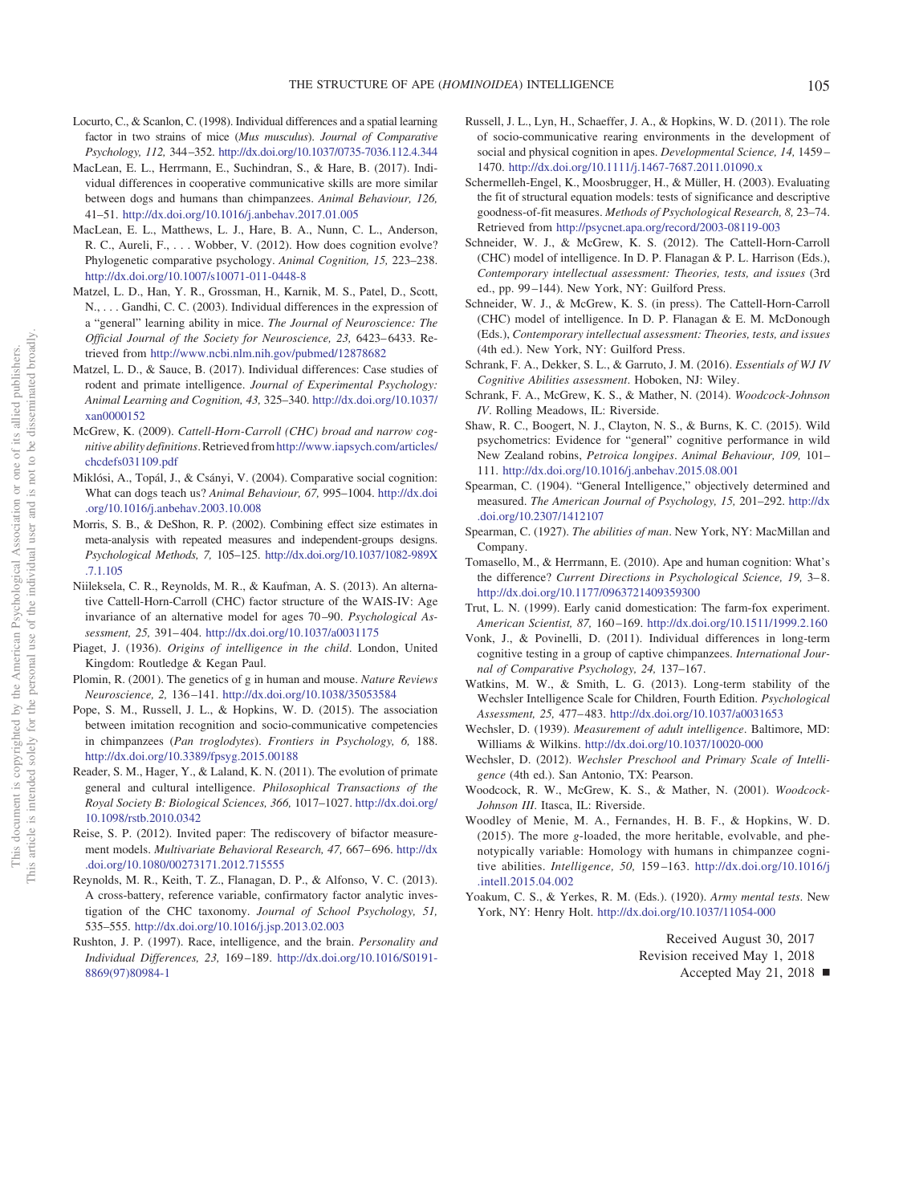Locurto, C., & Scanlon, C. (1998). Individual differences and a spatial learning factor in two strains of mice (*Mus musculus*). *Journal of Comparative Psychology, 112,* 344–352. http://dx.doi.org/10.1037/0735-7036.112.4.344

MacLean, E. L., Herrmann, E., Suchindran, S., & Hare, B. (2017). Individual differences in cooperative communicative skills are more similar between dogs and humans than chimpanzees. *Animal Behaviour, 126,* 41–51. http://dx.doi.org/10.1016/j.anbehav.2017.01.005

MacLean, E. L., Matthews, L. J., Hare, B. A., Nunn, C. L., Anderson, R. C., Aureli, F., . . . Wobber, V. (2012). How does cognition evolve? Phylogenetic comparative psychology. *Animal Cognition, 15,* 223–238. http://dx.doi.org/10.1007/s10071-011-0448-8

Matzel, L. D., Han, Y. R., Grossman, H., Karnik, M. S., Patel, D., Scott, N., . . . Gandhi, C. C. (2003). Individual differences in the expression of a "general" learning ability in mice. *The Journal of Neuroscience: The Official Journal of the Society for Neuroscience, 23,* 6423–6433. Retrieved from http://www.ncbi.nlm.nih.gov/pubmed/12878682

Matzel, L. D., & Sauce, B. (2017). Individual differences: Case studies of rodent and primate intelligence. *Journal of Experimental Psychology: Animal Learning and Cognition, 43,* 325–340. http://dx.doi.org/10.1037/xan0000152

McGrew, K. (2009). *Cattell-Horn-Carroll (CHC) broad and narrow cognitive ability definitions*. Retrieved from http://www.iapsych.com/articles/chcdefs031109.pdf

Miklósi, A., Topál, J., & Csányi, V. (2004). Comparative social cognition: What can dogs teach us? *Animal Behaviour, 67,* 995–1004. http://dx.doi.org/10.1016/j.anbehav.2003.10.008

Morris, S. B., & DeShon, R. P. (2002). Combining effect size estimates in meta-analysis with repeated measures and independent-groups designs. *Psychological Methods, 7,* 105–125. http://dx.doi.org/10.1037/1082-989X.7.1.105

Niileksela, C. R., Reynolds, M. R., & Kaufman, A. S. (2013). An alternative Cattell-Horn-Carroll (CHC) factor structure of the WAIS-IV: Age invariance of an alternative model for ages 70–90. *Psychological Assessment, 25,* 391–404. http://dx.doi.org/10.1037/a0031175

Piaget, J. (1936). *Origins of intelligence in the child*. London, United Kingdom: Routledge & Kegan Paul.

Plomin, R. (2001). The genetics of g in human and mouse. *Nature Reviews Neuroscience, 2,* 136–141. http://dx.doi.org/10.1038/35053584

Pope, S. M., Russell, J. L., & Hopkins, W. D. (2015). The association between imitation recognition and socio-communicative competencies in chimpanzees (*Pan troglodytes*). *Frontiers in Psychology, 6,* 188. http://dx.doi.org/10.3389/fpsyg.2015.00188

Reader, S. M., Hager, Y., & Laland, K. N. (2011). The evolution of primate general and cultural intelligence. *Philosophical Transactions of the Royal Society B: Biological Sciences, 366,* 1017–1027. http://dx.doi.org/10.1098/rstb.2010.0342

Reise, S. P. (2012). Invited paper: The rediscovery of bifactor measurement models. *Multivariate Behavioral Research, 47,* 667–696. http://dx.doi.org/10.1080/00273171.2012.715555

Reynolds, M. R., Keith, T. Z., Flanagan, D. P., & Alfonso, V. C. (2013). A cross-battery, reference variable, confirmatory factor analytic investigation of the CHC taxonomy. *Journal of School Psychology, 51,* 535–555. http://dx.doi.org/10.1016/j.jsp.2013.02.003

Rushton, J. P. (1997). Race, intelligence, and the brain. *Personality and Individual Differences, 23,* 169–189. http://dx.doi.org/10.1016/S0191-8869(97)80984-1

Russell, J. L., Lyn, H., Schaeffer, J. A., & Hopkins, W. D. (2011). The role of socio-communicative rearing environments in the development of social and physical cognition in apes. *Developmental Science, 14,* 1459–1470. http://dx.doi.org/10.1111/j.1467-7687.2011.01090.x

Schermelleh-Engel, K., Moosbrugger, H., & Müller, H. (2003). Evaluating the fit of structural equation models: tests of significance and descriptive goodness-of-fit measures. *Methods of Psychological Research, 8,* 23–74. Retrieved from http://psycnet.apa.org/record/2003-08119-003

Schneider, W. J., & McGrew, K. S. (2012). The Cattell-Horn-Carroll (CHC) model of intelligence. In D. P. Flanagan & P. L. Harrison (Eds.), *Contemporary intellectual assessment: Theories, tests, and issues* (3rd ed., pp. 99–144). New York, NY: Guilford Press.

Schneider, W. J., & McGrew, K. S. (in press). The Cattell-Horn-Carroll (CHC) model of intelligence. In D. P. Flanagan & E. M. McDonough (Eds.), *Contemporary intellectual assessment: Theories, tests, and issues* (4th ed.). New York, NY: Guilford Press.

Schrank, F. A., Dekker, S. L., & Garruto, J. M. (2016). *Essentials of WJ IV Cognitive Abilities assessment*. Hoboken, NJ: Wiley.

Schrank, F. A., McGrew, K. S., & Mather, N. (2014). *Woodcock-Johnson IV*. Rolling Meadows, IL: Riverside.

Shaw, R. C., Boogert, N. J., Clayton, N. S., & Burns, K. C. (2015). Wild psychometrics: Evidence for "general" cognitive performance in wild New Zealand robins, *Petroica longipes*. *Animal Behaviour, 109,* 101–111. http://dx.doi.org/10.1016/j.anbehav.2015.08.001

Spearman, C. (1904). "General Intelligence," objectively determined and measured. *The American Journal of Psychology, 15,* 201–292. http://dx.doi.org/10.2307/1412107

Spearman, C. (1927). *The abilities of man*. New York, NY: MacMillan and Company.

Tomasello, M., & Herrmann, E. (2010). Ape and human cognition: What's the difference? *Current Directions in Psychological Science, 19,* 3–8. http://dx.doi.org/10.1177/0963721409359300

Trut, L. N. (1999). Early canid domestication: The farm-fox experiment. *American Scientist, 87,* 160–169. http://dx.doi.org/10.1511/1999.2.160

Vonk, J., & Povinelli, D. (2011). Individual differences in long-term cognitive testing in a group of captive chimpanzees. *International Journal of Comparative Psychology, 24,* 137–167.

Watkins, M. W., & Smith, L. G. (2013). Long-term stability of the Wechsler Intelligence Scale for Children, Fourth Edition. *Psychological Assessment, 25,* 477–483. http://dx.doi.org/10.1037/a0031653

Wechsler, D. (1939). *Measurement of adult intelligence*. Baltimore, MD: Williams & Wilkins. http://dx.doi.org/10.1037/10020-000

Wechsler, D. (2012). *Wechsler Preschool and Primary Scale of Intelligence* (4th ed.). San Antonio, TX: Pearson.

Woodcock, R. W., McGrew, K. S., & Mather, N. (2001). *Woodcock-Johnson III*. Itasca, IL: Riverside.

Woodley of Menie, M. A., Fernandes, H. B. F., & Hopkins, W. D. (2015). The more *g*-loaded, the more heritable, evolvable, and phenotypically variable: Homology with humans in chimpanzee cognitive abilities. *Intelligence, 50,* 159–163. http://dx.doi.org/10.1016/j.intell.2015.04.002

Yoakum, C. S., & Yerkes, R. M. (Eds.). (1920). *Army mental tests*. New York, NY: Henry Holt. http://dx.doi.org/10.1037/11054-000

Received August 30, 2017
Revision received May 1, 2018
Accepted May 21, 2018 ■